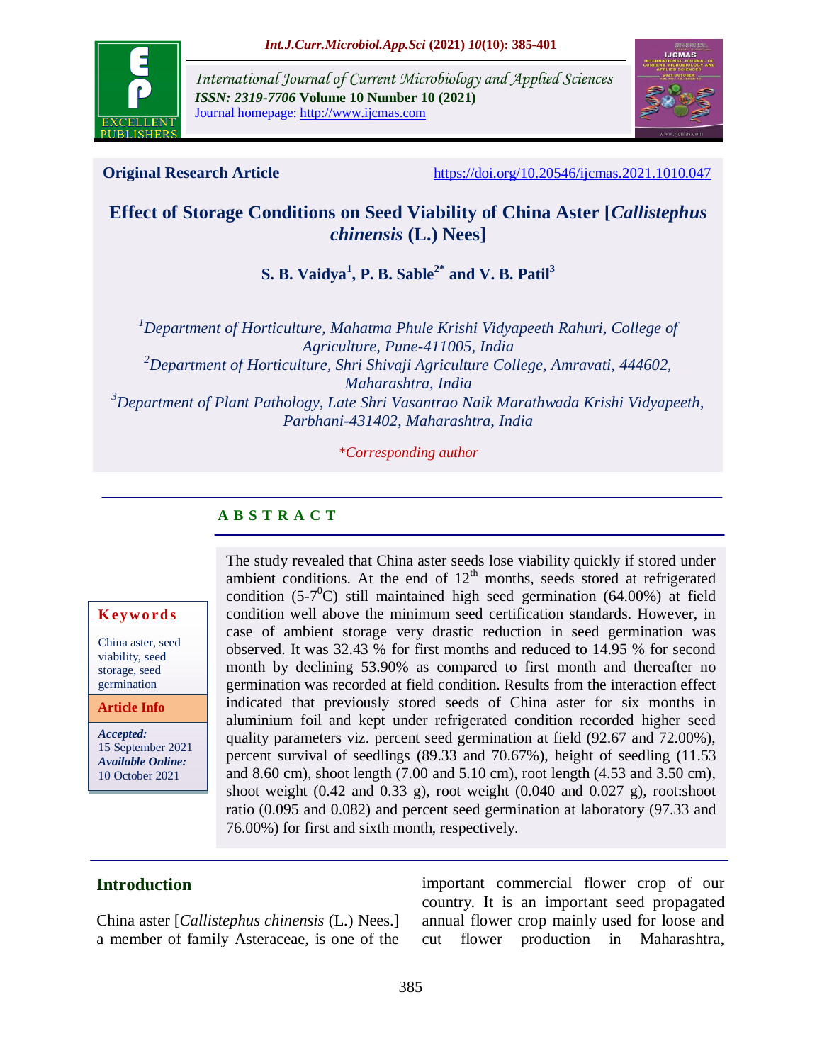**Original Research Article** https://doi.org/10.20546/ijcmas.2021.1010.047

# Effect of Storage Conditions on Seed Viability of China Aster [*Callistephus chinensis* (L.) Nees]

**S. B. Vaidya[1], P. B. Sable[2*] and V. B. Patil[3]**

*[1]Department of Horticulture, Mahatma Phule Krishi Vidyapeeth Rahuri, College of Agriculture, Pune-411005, India*
*[2]Department of Horticulture, Shri Shivaji Agriculture College, Amravati, 444602, Maharashtra, India*
*[3]Department of Plant Pathology, Late Shri Vasantrao Naik Marathwada Krishi Vidyapeeth, Parbhani-431402, Maharashtra, India*

*\*Corresponding author*

## ABSTRACT

**Keywords**

China aster, seed viability, seed storage, seed germination

**Article Info**

***Accepted:*** 15 September 2021
***Available Online:*** 10 October 2021

The study revealed that China aster seeds lose viability quickly if stored under ambient conditions. At the end of $12^{th}$ months, seeds stored at refrigerated condition (5-$7^0$C) still maintained high seed germination (64.00%) at field condition well above the minimum seed certification standards. However, in case of ambient storage very drastic reduction in seed germination was observed. It was 32.43 % for first months and reduced to 14.95 % for second month by declining 53.90% as compared to first month and thereafter no germination was recorded at field condition. Results from the interaction effect indicated that previously stored seeds of China aster for six months in aluminium foil and kept under refrigerated condition recorded higher seed quality parameters viz. percent seed germination at field (92.67 and 72.00%), percent survival of seedlings (89.33 and 70.67%), height of seedling (11.53 and 8.60 cm), shoot length (7.00 and 5.10 cm), root length (4.53 and 3.50 cm), shoot weight (0.42 and 0.33 g), root weight (0.040 and 0.027 g), root:shoot ratio (0.095 and 0.082) and percent seed germination at laboratory (97.33 and 76.00%) for first and sixth month, respectively.

## Introduction

China aster [*Callistephus chinensis* (L.) Nees.] a member of family Asteraceae, is one of the important commercial flower crop of our country. It is an important seed propagated annual flower crop mainly used for loose and cut flower production in Maharashtra,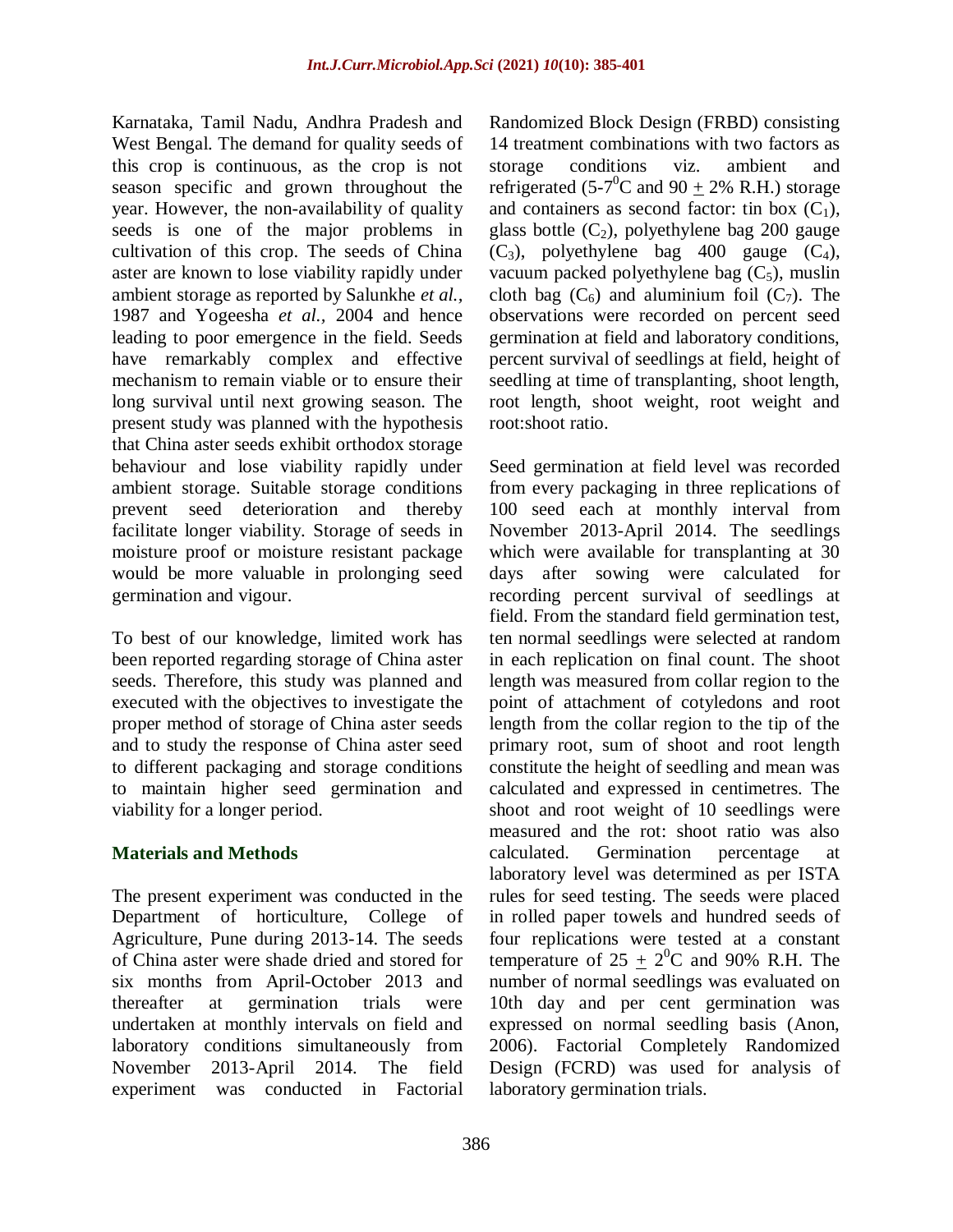Karnataka, Tamil Nadu, Andhra Pradesh and West Bengal. The demand for quality seeds of this crop is continuous, as the crop is not season specific and grown throughout the year. However, the non-availability of quality seeds is one of the major problems in cultivation of this crop. The seeds of China aster are known to lose viability rapidly under ambient storage as reported by Salunkhe *et al.,* 1987 and Yogeesha *et al.,* 2004 and hence leading to poor emergence in the field. Seeds have remarkably complex and effective mechanism to remain viable or to ensure their long survival until next growing season. The present study was planned with the hypothesis that China aster seeds exhibit orthodox storage behaviour and lose viability rapidly under ambient storage. Suitable storage conditions prevent seed deterioration and thereby facilitate longer viability. Storage of seeds in moisture proof or moisture resistant package would be more valuable in prolonging seed germination and vigour.

To best of our knowledge, limited work has been reported regarding storage of China aster seeds. Therefore, this study was planned and executed with the objectives to investigate the proper method of storage of China aster seeds and to study the response of China aster seed to different packaging and storage conditions to maintain higher seed germination and viability for a longer period.

## Materials and Methods

The present experiment was conducted in the Department of horticulture, College of Agriculture, Pune during 2013-14. The seeds of China aster were shade dried and stored for six months from April-October 2013 and thereafter at germination trials were undertaken at monthly intervals on field and laboratory conditions simultaneously from November 2013-April 2014. The field experiment was conducted in Factorial Randomized Block Design (FRBD) consisting 14 treatment combinations with two factors as storage conditions viz. ambient and refrigerated (5-7$^0$C and 90 $\pm$ 2% R.H.) storage and containers as second factor: tin box ($C_1$), glass bottle ($C_2$), polyethylene bag 200 gauge ($C_3$), polyethylene bag 400 gauge ($C_4$), vacuum packed polyethylene bag ($C_5$), muslin cloth bag ($C_6$) and aluminium foil ($C_7$). The observations were recorded on percent seed germination at field and laboratory conditions, percent survival of seedlings at field, height of seedling at time of transplanting, shoot length, root length, shoot weight, root weight and root:shoot ratio.

Seed germination at field level was recorded from every packaging in three replications of 100 seed each at monthly interval from November 2013-April 2014. The seedlings which were available for transplanting at 30 days after sowing were calculated for recording percent survival of seedlings at field. From the standard field germination test, ten normal seedlings were selected at random in each replication on final count. The shoot length was measured from collar region to the point of attachment of cotyledons and root length from the collar region to the tip of the primary root, sum of shoot and root length constitute the height of seedling and mean was calculated and expressed in centimetres. The shoot and root weight of 10 seedlings were measured and the rot: shoot ratio was also calculated. Germination percentage at laboratory level was determined as per ISTA rules for seed testing. The seeds were placed in rolled paper towels and hundred seeds of four replications were tested at a constant temperature of 25 $\pm$ 2$^0$C and 90% R.H. The number of normal seedlings was evaluated on 10th day and per cent germination was expressed on normal seedling basis (Anon, 2006). Factorial Completely Randomized Design (FCRD) was used for analysis of laboratory germination trials.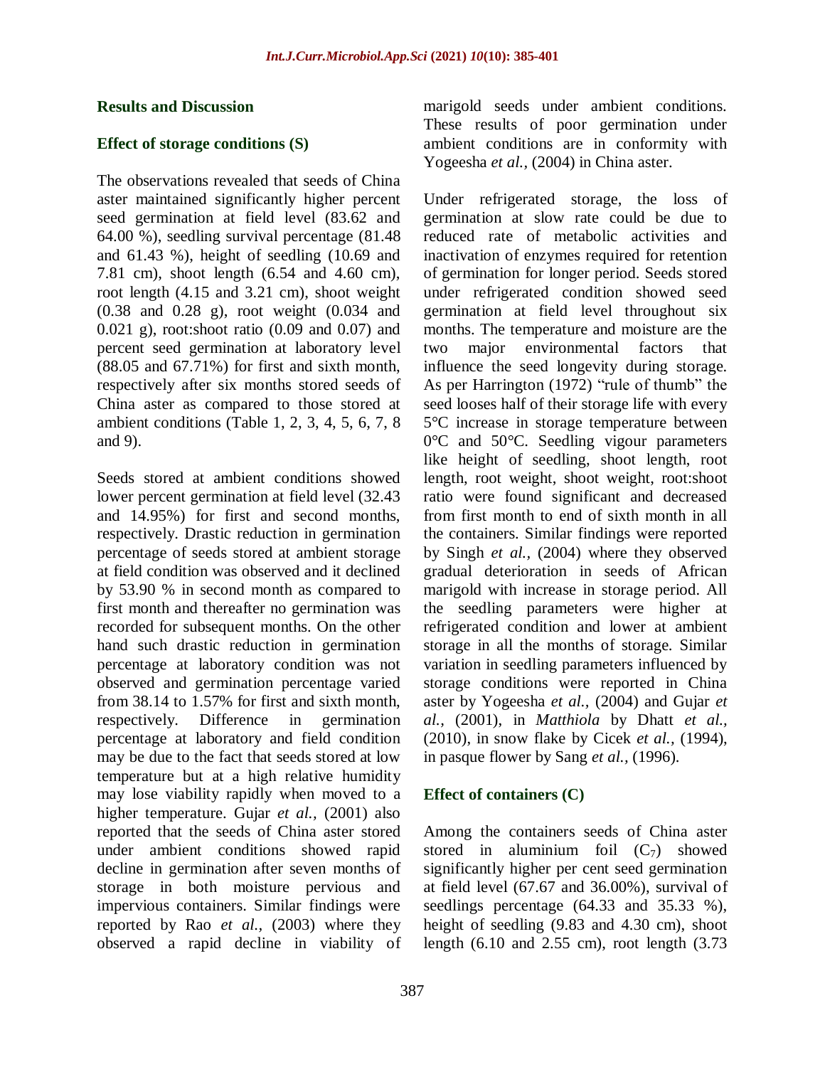## Results and Discussion

### Effect of storage conditions (S)

The observations revealed that seeds of China aster maintained significantly higher percent seed germination at field level (83.62 and 64.00 %), seedling survival percentage (81.48 and 61.43 %), height of seedling (10.69 and 7.81 cm), shoot length (6.54 and 4.60 cm), root length (4.15 and 3.21 cm), shoot weight (0.38 and 0.28 g), root weight (0.034 and 0.021 g), root:shoot ratio (0.09 and 0.07) and percent seed germination at laboratory level (88.05 and 67.71%) for first and sixth month, respectively after six months stored seeds of China aster as compared to those stored at ambient conditions (Table 1, 2, 3, 4, 5, 6, 7, 8 and 9).

Seeds stored at ambient conditions showed lower percent germination at field level (32.43 and 14.95%) for first and second months, respectively. Drastic reduction in germination percentage of seeds stored at ambient storage at field condition was observed and it declined by 53.90 % in second month as compared to first month and thereafter no germination was recorded for subsequent months. On the other hand such drastic reduction in germination percentage at laboratory condition was not observed and germination percentage varied from 38.14 to 1.57% for first and sixth month, respectively. Difference in germination percentage at laboratory and field condition may be due to the fact that seeds stored at low temperature but at a high relative humidity may lose viability rapidly when moved to a higher temperature. Gujar *et al.,* (2001) also reported that the seeds of China aster stored under ambient conditions showed rapid decline in germination after seven months of storage in both moisture pervious and impervious containers. Similar findings were reported by Rao *et al.,* (2003) where they observed a rapid decline in viability of marigold seeds under ambient conditions. These results of poor germination under ambient conditions are in conformity with Yogeesha *et al.,* (2004) in China aster.

Under refrigerated storage, the loss of germination at slow rate could be due to reduced rate of metabolic activities and inactivation of enzymes required for retention of germination for longer period. Seeds stored under refrigerated condition showed seed germination at field level throughout six months. The temperature and moisture are the two major environmental factors that influence the seed longevity during storage. As per Harrington (1972) "rule of thumb" the seed looses half of their storage life with every 5°C increase in storage temperature between 0°C and 50°C. Seedling vigour parameters like height of seedling, shoot length, root length, root weight, shoot weight, root:shoot ratio were found significant and decreased from first month to end of sixth month in all the containers. Similar findings were reported by Singh *et al.,* (2004) where they observed gradual deterioration in seeds of African marigold with increase in storage period. All the seedling parameters were higher at refrigerated condition and lower at ambient storage in all the months of storage. Similar variation in seedling parameters influenced by storage conditions were reported in China aster by Yogeesha *et al.,* (2004) and Gujar *et al.,* (2001), in *Matthiola* by Dhatt *et al.,* (2010), in snow flake by Cicek *et al.,* (1994), in pasque flower by Sang *et al.,* (1996).

### Effect of containers (C)

Among the containers seeds of China aster stored in aluminium foil ($C_7$) showed significantly higher per cent seed germination at field level (67.67 and 36.00%), survival of seedlings percentage (64.33 and 35.33 %), height of seedling (9.83 and 4.30 cm), shoot length (6.10 and 2.55 cm), root length (3.73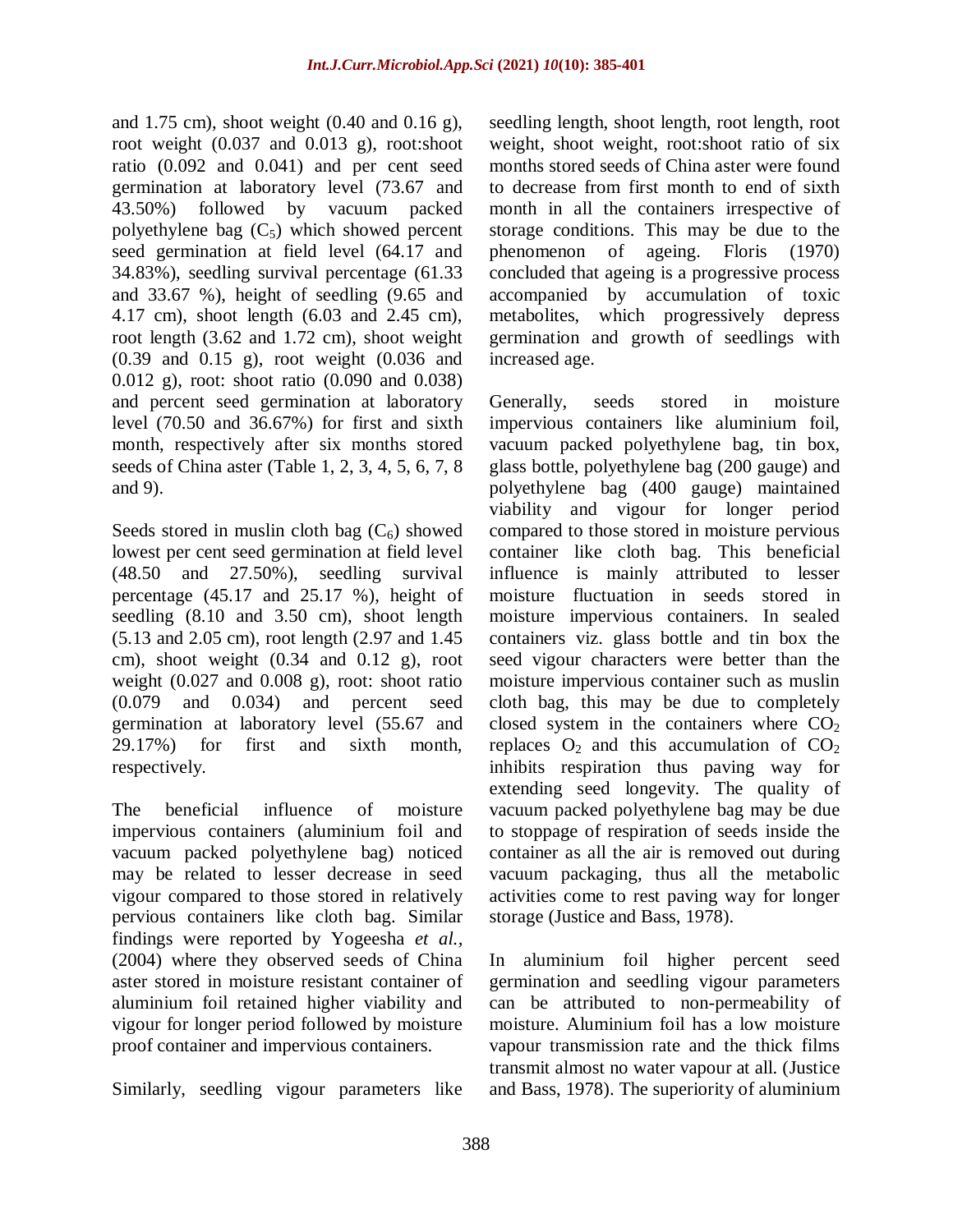and 1.75 cm), shoot weight (0.40 and 0.16 g), root weight (0.037 and 0.013 g), root:shoot ratio (0.092 and 0.041) and per cent seed germination at laboratory level (73.67 and 43.50%) followed by vacuum packed polyethylene bag ($C_5$) which showed percent seed germination at field level (64.17 and 34.83%), seedling survival percentage (61.33 and 33.67 %), height of seedling (9.65 and 4.17 cm), shoot length (6.03 and 2.45 cm), root length (3.62 and 1.72 cm), shoot weight (0.39 and 0.15 g), root weight (0.036 and 0.012 g), root: shoot ratio (0.090 and 0.038) and percent seed germination at laboratory level (70.50 and 36.67%) for first and sixth month, respectively after six months stored seeds of China aster (Table 1, 2, 3, 4, 5, 6, 7, 8 and 9).

Seeds stored in muslin cloth bag ($C_6$) showed lowest per cent seed germination at field level (48.50 and 27.50%), seedling survival percentage (45.17 and 25.17 %), height of seedling (8.10 and 3.50 cm), shoot length (5.13 and 2.05 cm), root length (2.97 and 1.45 cm), shoot weight (0.34 and 0.12 g), root weight (0.027 and 0.008 g), root: shoot ratio (0.079 and 0.034) and percent seed germination at laboratory level (55.67 and 29.17%) for first and sixth month, respectively.

The beneficial influence of moisture impervious containers (aluminium foil and vacuum packed polyethylene bag) noticed may be related to lesser decrease in seed vigour compared to those stored in relatively pervious containers like cloth bag. Similar findings were reported by Yogeesha *et al.,* (2004) where they observed seeds of China aster stored in moisture resistant container of aluminium foil retained higher viability and vigour for longer period followed by moisture proof container and impervious containers.

Similarly, seedling vigour parameters like seedling length, shoot length, root length, root weight, shoot weight, root:shoot ratio of six months stored seeds of China aster were found to decrease from first month to end of sixth month in all the containers irrespective of storage conditions. This may be due to the phenomenon of ageing. Floris (1970) concluded that ageing is a progressive process accompanied by accumulation of toxic metabolites, which progressively depress germination and growth of seedlings with increased age.

Generally, seeds stored in moisture impervious containers like aluminium foil, vacuum packed polyethylene bag, tin box, glass bottle, polyethylene bag (200 gauge) and polyethylene bag (400 gauge) maintained viability and vigour for longer period compared to those stored in moisture pervious container like cloth bag. This beneficial influence is mainly attributed to lesser moisture fluctuation in seeds stored in moisture impervious containers. In sealed containers viz. glass bottle and tin box the seed vigour characters were better than the moisture impervious container such as muslin cloth bag, this may be due to completely closed system in the containers where $CO_2$ replaces $O_2$ and this accumulation of $CO_2$ inhibits respiration thus paving way for extending seed longevity. The quality of vacuum packed polyethylene bag may be due to stoppage of respiration of seeds inside the container as all the air is removed out during vacuum packaging, thus all the metabolic activities come to rest paving way for longer storage (Justice and Bass, 1978).

In aluminium foil higher percent seed germination and seedling vigour parameters can be attributed to non-permeability of moisture. Aluminium foil has a low moisture vapour transmission rate and the thick films transmit almost no water vapour at all. (Justice and Bass, 1978). The superiority of aluminium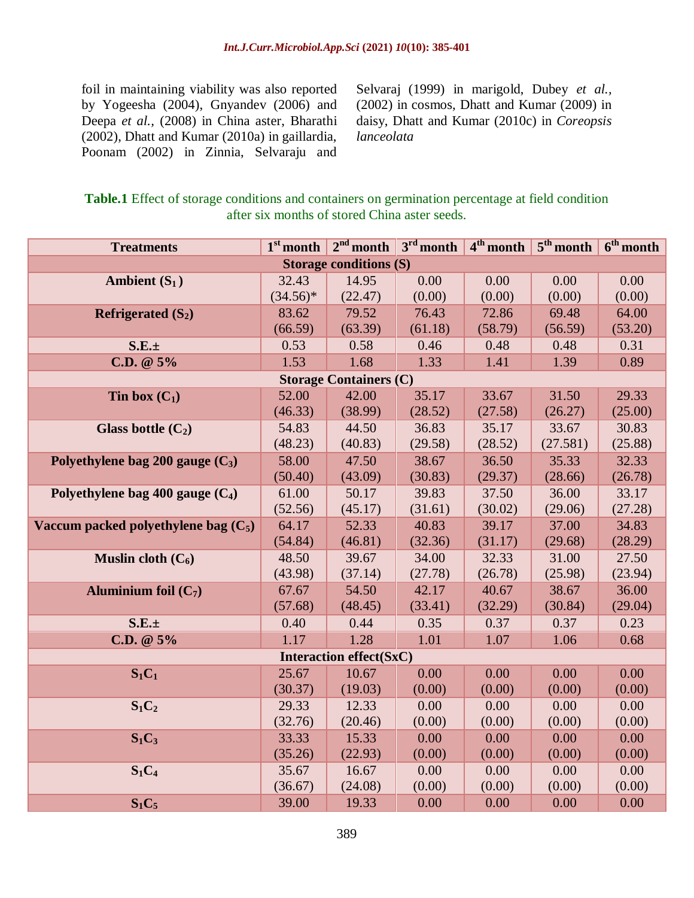foil in maintaining viability was also reported by Yogeesha (2004), Gnyandev (2006) and Deepa *et al.,* (2008) in China aster, Bharathi (2002), Dhatt and Kumar (2010a) in gaillardia, Poonam (2002) in Zinnia, Selvaraju and Selvaraj (1999) in marigold, Dubey *et al.,* (2002) in cosmos, Dhatt and Kumar (2009) in daisy, Dhatt and Kumar (2010c) in *Coreopsis lanceolata*

**Table.1** Effect of storage conditions and containers on germination percentage at field condition after six months of stored China aster seeds.

| Treatments | $1^{st}$ month | $2^{nd}$ month | $3^{rd}$ month | $4^{th}$ month | $5^{th}$ month | $6^{th}$ month |
|---|---|---|---|---|---|---|
| **Storage conditions (S)** | | | | | | |
| **Ambient ($S_1$)** | 32.43 (34.56)* | 14.95 (22.47) | 0.00 (0.00) | 0.00 (0.00) | 0.00 (0.00) | 0.00 (0.00) |
| **Refrigerated ($S_2$)** | 83.62 (66.59) | 79.52 (63.39) | 76.43 (61.18) | 72.86 (58.79) | 69.48 (56.59) | 64.00 (53.20) |
| **S.E.±** | 0.53 | 0.58 | 0.46 | 0.48 | 0.48 | 0.31 |
| **C.D. @ 5%** | 1.53 | 1.68 | 1.33 | 1.41 | 1.39 | 0.89 |
| **Storage Containers (C)** | | | | | | |
| **Tin box ($C_1$)** | 52.00 (46.33) | 42.00 (38.99) | 35.17 (28.52) | 33.67 (27.58) | 31.50 (26.27) | 29.33 (25.00) |
| **Glass bottle ($C_2$)** | 54.83 (48.23) | 44.50 (40.83) | 36.83 (29.58) | 35.17 (28.52) | 33.67 (27.581) | 30.83 (25.88) |
| **Polyethylene bag 200 gauge ($C_3$)** | 58.00 (50.40) | 47.50 (43.09) | 38.67 (30.83) | 36.50 (29.37) | 35.33 (28.66) | 32.33 (26.78) |
| **Polyethylene bag 400 gauge ($C_4$)** | 61.00 (52.56) | 50.17 (45.17) | 39.83 (31.61) | 37.50 (30.02) | 36.00 (29.06) | 33.17 (27.28) |
| **Vaccum packed polyethylene bag ($C_5$)** | 64.17 (54.84) | 52.33 (46.81) | 40.83 (32.36) | 39.17 (31.17) | 37.00 (29.68) | 34.83 (28.29) |
| **Muslin cloth ($C_6$)** | 48.50 (43.98) | 39.67 (37.14) | 34.00 (27.78) | 32.33 (26.78) | 31.00 (25.98) | 27.50 (23.94) |
| **Aluminium foil ($C_7$)** | 67.67 (57.68) | 54.50 (48.45) | 42.17 (33.41) | 40.67 (32.29) | 38.67 (30.84) | 36.00 (29.04) |
| **S.E.±** | 0.40 | 0.44 | 0.35 | 0.37 | 0.37 | 0.23 |
| **C.D. @ 5%** | 1.17 | 1.28 | 1.01 | 1.07 | 1.06 | 0.68 |
| **Interaction effect(SxC)** | | | | | | |
| **$S_1C_1$** | 25.67 (30.37) | 10.67 (19.03) | 0.00 (0.00) | 0.00 (0.00) | 0.00 (0.00) | 0.00 (0.00) |
| **$S_1C_2$** | 29.33 (32.76) | 12.33 (20.46) | 0.00 (0.00) | 0.00 (0.00) | 0.00 (0.00) | 0.00 (0.00) |
| **$S_1C_3$** | 33.33 (35.26) | 15.33 (22.93) | 0.00 (0.00) | 0.00 (0.00) | 0.00 (0.00) | 0.00 (0.00) |
| **$S_1C_4$** | 35.67 (36.67) | 16.67 (24.08) | 0.00 (0.00) | 0.00 (0.00) | 0.00 (0.00) | 0.00 (0.00) |
| **$S_1C_5$** | 39.00 | 19.33 | 0.00 | 0.00 | 0.00 | 0.00 |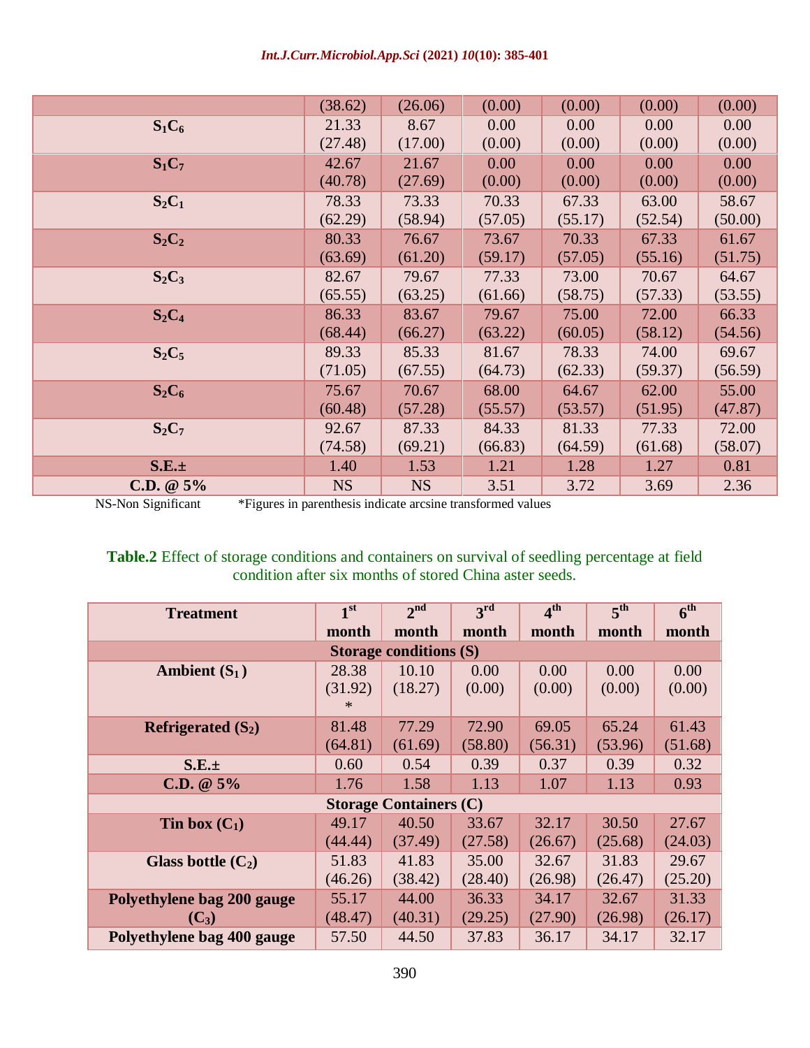| | | | | | | |
|---|---|---|---|---|---|---|
| | (38.62) | (26.06) | (0.00) | (0.00) | (0.00) | (0.00) |
| $S_1C_6$ | 21.33 (27.48) | 8.67 (17.00) | 0.00 (0.00) | 0.00 (0.00) | 0.00 (0.00) | 0.00 (0.00) |
| $S_1C_7$ | 42.67 (40.78) | 21.67 (27.69) | 0.00 (0.00) | 0.00 (0.00) | 0.00 (0.00) | 0.00 (0.00) |
| $S_2C_1$ | 78.33 (62.29) | 73.33 (58.94) | 70.33 (57.05) | 67.33 (55.17) | 63.00 (52.54) | 58.67 (50.00) |
| $S_2C_2$ | 80.33 (63.69) | 76.67 (61.20) | 73.67 (59.17) | 70.33 (57.05) | 67.33 (55.16) | 61.67 (51.75) |
| $S_2C_3$ | 82.67 (65.55) | 79.67 (63.25) | 77.33 (61.66) | 73.00 (58.75) | 70.67 (57.33) | 64.67 (53.55) |
| $S_2C_4$ | 86.33 (68.44) | 83.67 (66.27) | 79.67 (63.22) | 75.00 (60.05) | 72.00 (58.12) | 66.33 (54.56) |
| $S_2C_5$ | 89.33 (71.05) | 85.33 (67.55) | 81.67 (64.73) | 78.33 (62.33) | 74.00 (59.37) | 69.67 (56.59) |
| $S_2C_6$ | 75.67 (60.48) | 70.67 (57.28) | 68.00 (55.57) | 64.67 (53.57) | 62.00 (51.95) | 55.00 (47.87) |
| $S_2C_7$ | 92.67 (74.58) | 87.33 (69.21) | 84.33 (66.83) | 81.33 (64.59) | 77.33 (61.68) | 72.00 (58.07) |
| **S.E.±** | 1.40 | 1.53 | 1.21 | 1.28 | 1.27 | 0.81 |
| **C.D. @ 5%** | NS | NS | 3.51 | 3.72 | 3.69 | 2.36 |

NS-Non Significant *Figures in parenthesis indicate arcsine transformed values

**Table.2** Effect of storage conditions and containers on survival of seedling percentage at field condition after six months of stored China aster seeds.

| Treatment | 1st month | 2nd month | 3rd month | 4th month | 5th month | 6th month |
|---|---|---|---|---|---|---|
| **Storage conditions (S)** | | | | | | |
| **Ambient ($S_1$)** | 28.38 (31.92)* | 10.10 (18.27) | 0.00 (0.00) | 0.00 (0.00) | 0.00 (0.00) | 0.00 (0.00) |
| **Refrigerated ($S_2$)** | 81.48 (64.81) | 77.29 (61.69) | 72.90 (58.80) | 69.05 (56.31) | 65.24 (53.96) | 61.43 (51.68) |
| **S.E.±** | 0.60 | 0.54 | 0.39 | 0.37 | 0.39 | 0.32 |
| **C.D. @ 5%** | 1.76 | 1.58 | 1.13 | 1.07 | 1.13 | 0.93 |
| **Storage Containers (C)** | | | | | | |
| **Tin box ($C_1$)** | 49.17 (44.44) | 40.50 (37.49) | 33.67 (27.58) | 32.17 (26.67) | 30.50 (25.68) | 27.67 (24.03) |
| **Glass bottle ($C_2$)** | 51.83 (46.26) | 41.83 (38.42) | 35.00 (28.40) | 32.67 (26.98) | 31.83 (26.47) | 29.67 (25.20) |
| **Polyethylene bag 200 gauge ($C_3$)** | 55.17 (48.47) | 44.00 (40.31) | 36.33 (29.25) | 34.17 (27.90) | 32.67 (26.98) | 31.33 (26.17) |
| **Polyethylene bag 400 gauge** | 57.50 | 44.50 | 37.83 | 36.17 | 34.17 | 32.17 |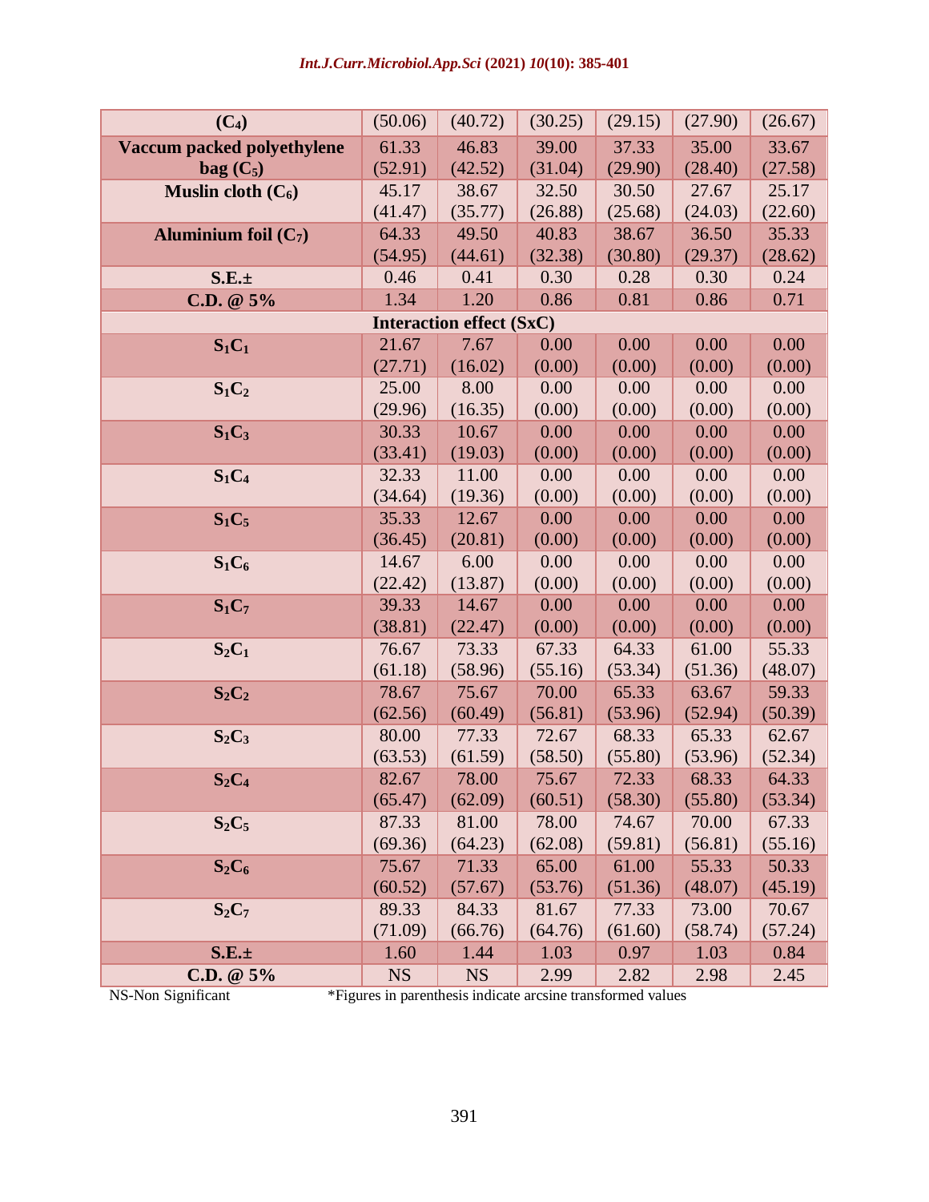| | | | | | | |
|---|---|---|---|---|---|---|
| **($C_4$)** | (50.06) | (40.72) | (30.25) | (29.15) | (27.90) | (26.67) |
| **Vaccum packed polyethylene bag ($C_5$)** | 61.33 (52.91) | 46.83 (42.52) | 39.00 (31.04) | 37.33 (29.90) | 35.00 (28.40) | 33.67 (27.58) |
| **Muslin cloth ($C_6$)** | 45.17 (41.47) | 38.67 (35.77) | 32.50 (26.88) | 30.50 (25.68) | 27.67 (24.03) | 25.17 (22.60) |
| **Aluminium foil ($C_7$)** | 64.33 (54.95) | 49.50 (44.61) | 40.83 (32.38) | 38.67 (30.80) | 36.50 (29.37) | 35.33 (28.62) |
| **S.E.±** | 0.46 | 0.41 | 0.30 | 0.28 | 0.30 | 0.24 |
| **C.D. @ 5%** | 1.34 | 1.20 | 0.86 | 0.81 | 0.86 | 0.71 |
| **Interaction effect (SxC)** | | | | | | |
| **$S_1C_1$** | 21.67 (27.71) | 7.67 (16.02) | 0.00 (0.00) | 0.00 (0.00) | 0.00 (0.00) | 0.00 (0.00) |
| **$S_1C_2$** | 25.00 (29.96) | 8.00 (16.35) | 0.00 (0.00) | 0.00 (0.00) | 0.00 (0.00) | 0.00 (0.00) |
| **$S_1C_3$** | 30.33 (33.41) | 10.67 (19.03) | 0.00 (0.00) | 0.00 (0.00) | 0.00 (0.00) | 0.00 (0.00) |
| **$S_1C_4$** | 32.33 (34.64) | 11.00 (19.36) | 0.00 (0.00) | 0.00 (0.00) | 0.00 (0.00) | 0.00 (0.00) |
| **$S_1C_5$** | 35.33 (36.45) | 12.67 (20.81) | 0.00 (0.00) | 0.00 (0.00) | 0.00 (0.00) | 0.00 (0.00) |
| **$S_1C_6$** | 14.67 (22.42) | 6.00 (13.87) | 0.00 (0.00) | 0.00 (0.00) | 0.00 (0.00) | 0.00 (0.00) |
| **$S_1C_7$** | 39.33 (38.81) | 14.67 (22.47) | 0.00 (0.00) | 0.00 (0.00) | 0.00 (0.00) | 0.00 (0.00) |
| **$S_2C_1$** | 76.67 (61.18) | 73.33 (58.96) | 67.33 (55.16) | 64.33 (53.34) | 61.00 (51.36) | 55.33 (48.07) |
| **$S_2C_2$** | 78.67 (62.56) | 75.67 (60.49) | 70.00 (56.81) | 65.33 (53.96) | 63.67 (52.94) | 59.33 (50.39) |
| **$S_2C_3$** | 80.00 (63.53) | 77.33 (61.59) | 72.67 (58.50) | 68.33 (55.80) | 65.33 (53.96) | 62.67 (52.34) |
| **$S_2C_4$** | 82.67 (65.47) | 78.00 (62.09) | 75.67 (60.51) | 72.33 (58.30) | 68.33 (55.80) | 64.33 (53.34) |
| **$S_2C_5$** | 87.33 (69.36) | 81.00 (64.23) | 78.00 (62.08) | 74.67 (59.81) | 70.00 (56.81) | 67.33 (55.16) |
| **$S_2C_6$** | 75.67 (60.52) | 71.33 (57.67) | 65.00 (53.76) | 61.00 (51.36) | 55.33 (48.07) | 50.33 (45.19) |
| **$S_2C_7$** | 89.33 (71.09) | 84.33 (66.76) | 81.67 (64.76) | 77.33 (61.60) | 73.00 (58.74) | 70.67 (57.24) |
| **S.E.±** | 1.60 | 1.44 | 1.03 | 0.97 | 1.03 | 0.84 |
| **C.D. @ 5%** | NS | NS | 2.99 | 2.82 | 2.98 | 2.45 |

NS-Non Significant &nbsp;&nbsp;&nbsp;&nbsp; *Figures in parenthesis indicate arcsine transformed values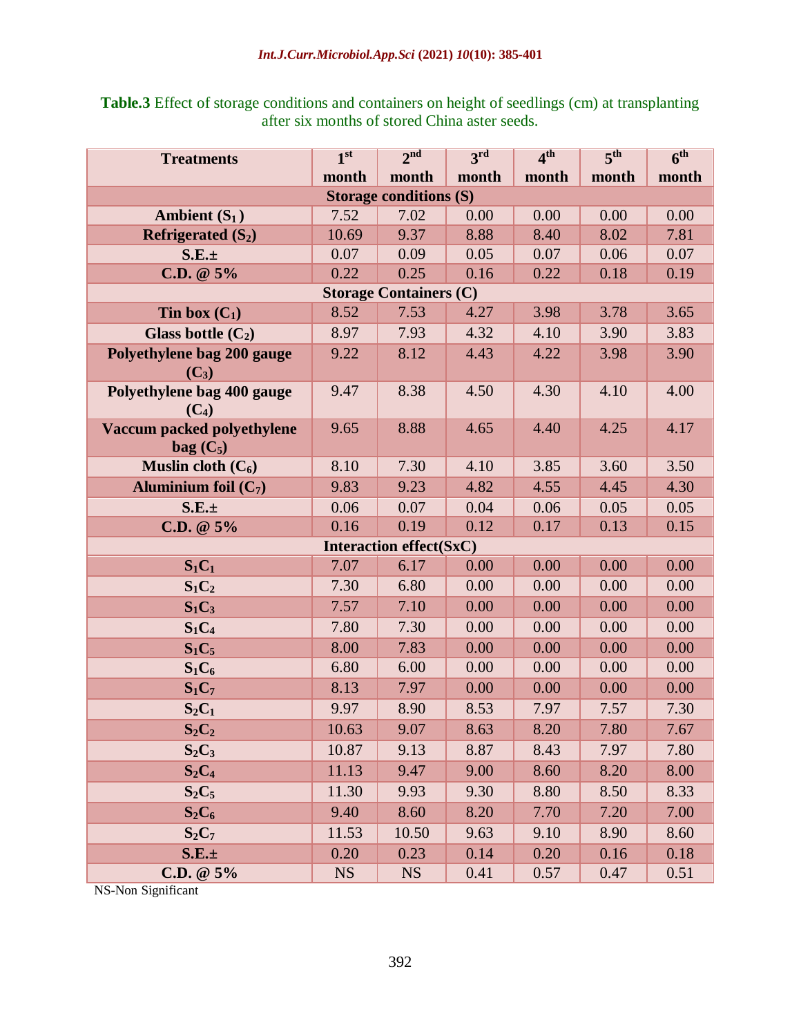**Table.3** Effect of storage conditions and containers on height of seedlings (cm) at transplanting after six months of stored China aster seeds.

| Treatments | 1st month | 2nd month | 3rd month | 4th month | 5th month | 6th month |
|---|---|---|---|---|---|---|
| **Storage conditions (S)** | | | | | | |
| **Ambient ($S_1$)** | 7.52 | 7.02 | 0.00 | 0.00 | 0.00 | 0.00 |
| **Refrigerated ($S_2$)** | 10.69 | 9.37 | 8.88 | 8.40 | 8.02 | 7.81 |
| **S.E.±** | 0.07 | 0.09 | 0.05 | 0.07 | 0.06 | 0.07 |
| **C.D. @ 5%** | 0.22 | 0.25 | 0.16 | 0.22 | 0.18 | 0.19 |
| **Storage Containers (C)** | | | | | | |
| **Tin box ($C_1$)** | 8.52 | 7.53 | 4.27 | 3.98 | 3.78 | 3.65 |
| **Glass bottle ($C_2$)** | 8.97 | 7.93 | 4.32 | 4.10 | 3.90 | 3.83 |
| **Polyethylene bag 200 gauge ($C_3$)** | 9.22 | 8.12 | 4.43 | 4.22 | 3.98 | 3.90 |
| **Polyethylene bag 400 gauge ($C_4$)** | 9.47 | 8.38 | 4.50 | 4.30 | 4.10 | 4.00 |
| **Vaccum packed polyethylene bag ($C_5$)** | 9.65 | 8.88 | 4.65 | 4.40 | 4.25 | 4.17 |
| **Muslin cloth ($C_6$)** | 8.10 | 7.30 | 4.10 | 3.85 | 3.60 | 3.50 |
| **Aluminium foil ($C_7$)** | 9.83 | 9.23 | 4.82 | 4.55 | 4.45 | 4.30 |
| **S.E.±** | 0.06 | 0.07 | 0.04 | 0.06 | 0.05 | 0.05 |
| **C.D. @ 5%** | 0.16 | 0.19 | 0.12 | 0.17 | 0.13 | 0.15 |
| **Interaction effect(SxC)** | | | | | | |
| **$S_1C_1$** | 7.07 | 6.17 | 0.00 | 0.00 | 0.00 | 0.00 |
| **$S_1C_2$** | 7.30 | 6.80 | 0.00 | 0.00 | 0.00 | 0.00 |
| **$S_1C_3$** | 7.57 | 7.10 | 0.00 | 0.00 | 0.00 | 0.00 |
| **$S_1C_4$** | 7.80 | 7.30 | 0.00 | 0.00 | 0.00 | 0.00 |
| **$S_1C_5$** | 8.00 | 7.83 | 0.00 | 0.00 | 0.00 | 0.00 |
| **$S_1C_6$** | 6.80 | 6.00 | 0.00 | 0.00 | 0.00 | 0.00 |
| **$S_1C_7$** | 8.13 | 7.97 | 0.00 | 0.00 | 0.00 | 0.00 |
| **$S_2C_1$** | 9.97 | 8.90 | 8.53 | 7.97 | 7.57 | 7.30 |
| **$S_2C_2$** | 10.63 | 9.07 | 8.63 | 8.20 | 7.80 | 7.67 |
| **$S_2C_3$** | 10.87 | 9.13 | 8.87 | 8.43 | 7.97 | 7.80 |
| **$S_2C_4$** | 11.13 | 9.47 | 9.00 | 8.60 | 8.20 | 8.00 |
| **$S_2C_5$** | 11.30 | 9.93 | 9.30 | 8.80 | 8.50 | 8.33 |
| **$S_2C_6$** | 9.40 | 8.60 | 8.20 | 7.70 | 7.20 | 7.00 |
| **$S_2C_7$** | 11.53 | 10.50 | 9.63 | 9.10 | 8.90 | 8.60 |
| **S.E.±** | 0.20 | 0.23 | 0.14 | 0.20 | 0.16 | 0.18 |
| **C.D. @ 5%** | NS | NS | 0.41 | 0.57 | 0.47 | 0.51 |

NS-Non Significant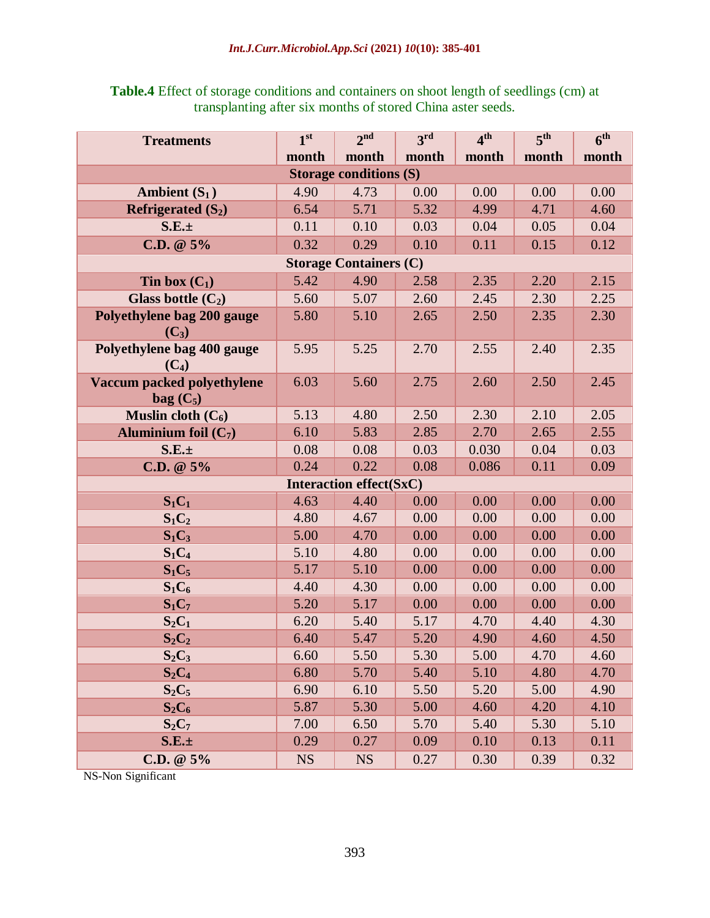**Table.4** Effect of storage conditions and containers on shoot length of seedlings (cm) at transplanting after six months of stored China aster seeds.

| Treatments | 1st month | 2nd month | 3rd month | 4th month | 5th month | 6th month |
|---|---|---|---|---|---|---|
| **Storage conditions (S)** | | | | | | |
| Ambient ($S_1$) | 4.90 | 4.73 | 0.00 | 0.00 | 0.00 | 0.00 |
| Refrigerated ($S_2$) | 6.54 | 5.71 | 5.32 | 4.99 | 4.71 | 4.60 |
| S.E.± | 0.11 | 0.10 | 0.03 | 0.04 | 0.05 | 0.04 |
| C.D. @ 5% | 0.32 | 0.29 | 0.10 | 0.11 | 0.15 | 0.12 |
| **Storage Containers (C)** | | | | | | |
| Tin box ($C_1$) | 5.42 | 4.90 | 2.58 | 2.35 | 2.20 | 2.15 |
| Glass bottle ($C_2$) | 5.60 | 5.07 | 2.60 | 2.45 | 2.30 | 2.25 |
| Polyethylene bag 200 gauge ($C_3$) | 5.80 | 5.10 | 2.65 | 2.50 | 2.35 | 2.30 |
| Polyethylene bag 400 gauge ($C_4$) | 5.95 | 5.25 | 2.70 | 2.55 | 2.40 | 2.35 |
| Vaccum packed polyethylene bag ($C_5$) | 6.03 | 5.60 | 2.75 | 2.60 | 2.50 | 2.45 |
| Muslin cloth ($C_6$) | 5.13 | 4.80 | 2.50 | 2.30 | 2.10 | 2.05 |
| Aluminium foil ($C_7$) | 6.10 | 5.83 | 2.85 | 2.70 | 2.65 | 2.55 |
| S.E.± | 0.08 | 0.08 | 0.03 | 0.030 | 0.04 | 0.03 |
| C.D. @ 5% | 0.24 | 0.22 | 0.08 | 0.086 | 0.11 | 0.09 |
| **Interaction effect(SxC)** | | | | | | |
| $S_1C_1$ | 4.63 | 4.40 | 0.00 | 0.00 | 0.00 | 0.00 |
| $S_1C_2$ | 4.80 | 4.67 | 0.00 | 0.00 | 0.00 | 0.00 |
| $S_1C_3$ | 5.00 | 4.70 | 0.00 | 0.00 | 0.00 | 0.00 |
| $S_1C_4$ | 5.10 | 4.80 | 0.00 | 0.00 | 0.00 | 0.00 |
| $S_1C_5$ | 5.17 | 5.10 | 0.00 | 0.00 | 0.00 | 0.00 |
| $S_1C_6$ | 4.40 | 4.30 | 0.00 | 0.00 | 0.00 | 0.00 |
| $S_1C_7$ | 5.20 | 5.17 | 0.00 | 0.00 | 0.00 | 0.00 |
| $S_2C_1$ | 6.20 | 5.40 | 5.17 | 4.70 | 4.40 | 4.30 |
| $S_2C_2$ | 6.40 | 5.47 | 5.20 | 4.90 | 4.60 | 4.50 |
| $S_2C_3$ | 6.60 | 5.50 | 5.30 | 5.00 | 4.70 | 4.60 |
| $S_2C_4$ | 6.80 | 5.70 | 5.40 | 5.10 | 4.80 | 4.70 |
| $S_2C_5$ | 6.90 | 6.10 | 5.50 | 5.20 | 5.00 | 4.90 |
| $S_2C_6$ | 5.87 | 5.30 | 5.00 | 4.60 | 4.20 | 4.10 |
| $S_2C_7$ | 7.00 | 6.50 | 5.70 | 5.40 | 5.30 | 5.10 |
| S.E.± | 0.29 | 0.27 | 0.09 | 0.10 | 0.13 | 0.11 |
| C.D. @ 5% | NS | NS | 0.27 | 0.30 | 0.39 | 0.32 |

NS-Non Significant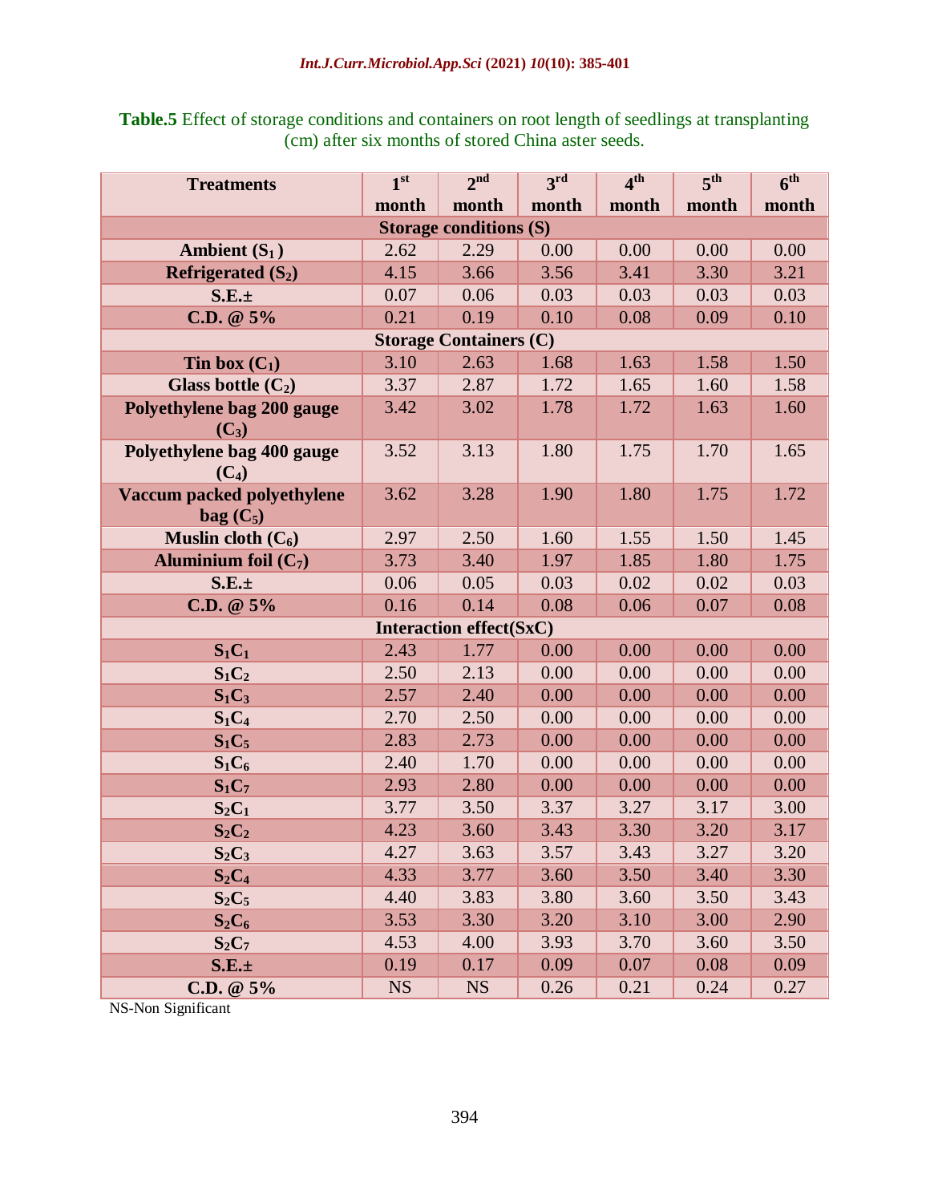**Table.5** Effect of storage conditions and containers on root length of seedlings at transplanting (cm) after six months of stored China aster seeds.

| Treatments | 1st month | 2nd month | 3rd month | 4th month | 5th month | 6th month |
|---|---|---|---|---|---|---|
| **Storage conditions (S)** | | | | | | |
| **Ambient ($S_1$)** | 2.62 | 2.29 | 0.00 | 0.00 | 0.00 | 0.00 |
| **Refrigerated ($S_2$)** | 4.15 | 3.66 | 3.56 | 3.41 | 3.30 | 3.21 |
| **S.E.±** | 0.07 | 0.06 | 0.03 | 0.03 | 0.03 | 0.03 |
| **C.D. @ 5%** | 0.21 | 0.19 | 0.10 | 0.08 | 0.09 | 0.10 |
| **Storage Containers (C)** | | | | | | |
| **Tin box ($C_1$)** | 3.10 | 2.63 | 1.68 | 1.63 | 1.58 | 1.50 |
| **Glass bottle ($C_2$)** | 3.37 | 2.87 | 1.72 | 1.65 | 1.60 | 1.58 |
| **Polyethylene bag 200 gauge ($C_3$)** | 3.42 | 3.02 | 1.78 | 1.72 | 1.63 | 1.60 |
| **Polyethylene bag 400 gauge ($C_4$)** | 3.52 | 3.13 | 1.80 | 1.75 | 1.70 | 1.65 |
| **Vaccum packed polyethylene bag ($C_5$)** | 3.62 | 3.28 | 1.90 | 1.80 | 1.75 | 1.72 |
| **Muslin cloth ($C_6$)** | 2.97 | 2.50 | 1.60 | 1.55 | 1.50 | 1.45 |
| **Aluminium foil ($C_7$)** | 3.73 | 3.40 | 1.97 | 1.85 | 1.80 | 1.75 |
| **S.E.±** | 0.06 | 0.05 | 0.03 | 0.02 | 0.02 | 0.03 |
| **C.D. @ 5%** | 0.16 | 0.14 | 0.08 | 0.06 | 0.07 | 0.08 |
| **Interaction effect(SxC)** | | | | | | |
| **$S_1C_1$** | 2.43 | 1.77 | 0.00 | 0.00 | 0.00 | 0.00 |
| **$S_1C_2$** | 2.50 | 2.13 | 0.00 | 0.00 | 0.00 | 0.00 |
| **$S_1C_3$** | 2.57 | 2.40 | 0.00 | 0.00 | 0.00 | 0.00 |
| **$S_1C_4$** | 2.70 | 2.50 | 0.00 | 0.00 | 0.00 | 0.00 |
| **$S_1C_5$** | 2.83 | 2.73 | 0.00 | 0.00 | 0.00 | 0.00 |
| **$S_1C_6$** | 2.40 | 1.70 | 0.00 | 0.00 | 0.00 | 0.00 |
| **$S_1C_7$** | 2.93 | 2.80 | 0.00 | 0.00 | 0.00 | 0.00 |
| **$S_2C_1$** | 3.77 | 3.50 | 3.37 | 3.27 | 3.17 | 3.00 |
| **$S_2C_2$** | 4.23 | 3.60 | 3.43 | 3.30 | 3.20 | 3.17 |
| **$S_2C_3$** | 4.27 | 3.63 | 3.57 | 3.43 | 3.27 | 3.20 |
| **$S_2C_4$** | 4.33 | 3.77 | 3.60 | 3.50 | 3.40 | 3.30 |
| **$S_2C_5$** | 4.40 | 3.83 | 3.80 | 3.60 | 3.50 | 3.43 |
| **$S_2C_6$** | 3.53 | 3.30 | 3.20 | 3.10 | 3.00 | 2.90 |
| **$S_2C_7$** | 4.53 | 4.00 | 3.93 | 3.70 | 3.60 | 3.50 |
| **S.E.±** | 0.19 | 0.17 | 0.09 | 0.07 | 0.08 | 0.09 |
| **C.D. @ 5%** | NS | NS | 0.26 | 0.21 | 0.24 | 0.27 |

NS-Non Significant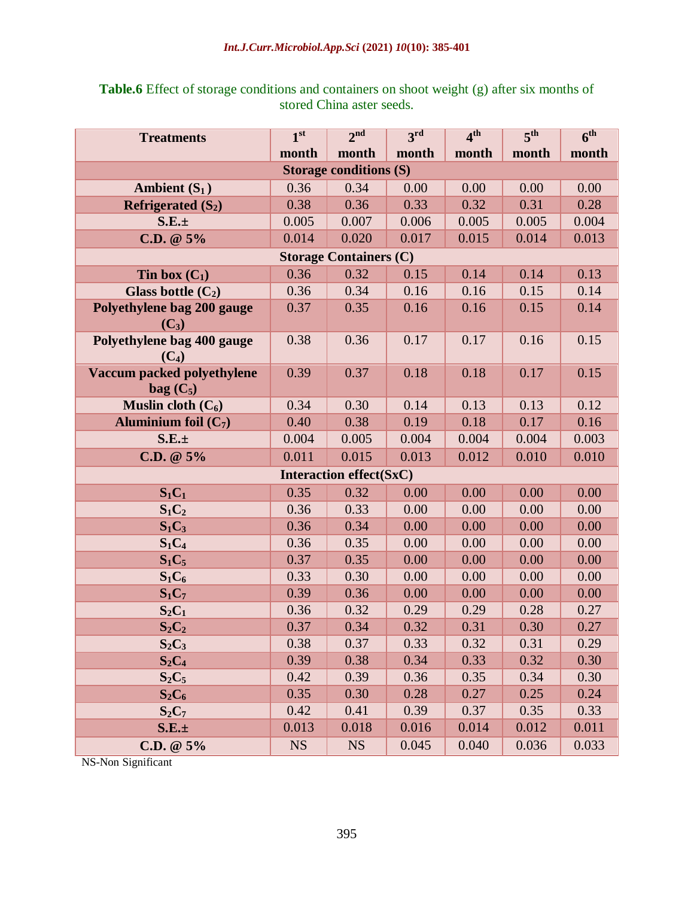**Table.6** Effect of storage conditions and containers on shoot weight (g) after six months of stored China aster seeds.

| Treatments | 1st month | 2nd month | 3rd month | 4th month | 5th month | 6th month |
|---|---|---|---|---|---|---|
| **Storage conditions (S)** | | | | | | |
| **Ambient ($S_1$)** | 0.36 | 0.34 | 0.00 | 0.00 | 0.00 | 0.00 |
| **Refrigerated ($S_2$)** | 0.38 | 0.36 | 0.33 | 0.32 | 0.31 | 0.28 |
| **S.E.±** | 0.005 | 0.007 | 0.006 | 0.005 | 0.005 | 0.004 |
| **C.D. @ 5%** | 0.014 | 0.020 | 0.017 | 0.015 | 0.014 | 0.013 |
| **Storage Containers (C)** | | | | | | |
| **Tin box ($C_1$)** | 0.36 | 0.32 | 0.15 | 0.14 | 0.14 | 0.13 |
| **Glass bottle ($C_2$)** | 0.36 | 0.34 | 0.16 | 0.16 | 0.15 | 0.14 |
| **Polyethylene bag 200 gauge ($C_3$)** | 0.37 | 0.35 | 0.16 | 0.16 | 0.15 | 0.14 |
| **Polyethylene bag 400 gauge ($C_4$)** | 0.38 | 0.36 | 0.17 | 0.17 | 0.16 | 0.15 |
| **Vaccum packed polyethylene bag ($C_5$)** | 0.39 | 0.37 | 0.18 | 0.18 | 0.17 | 0.15 |
| **Muslin cloth ($C_6$)** | 0.34 | 0.30 | 0.14 | 0.13 | 0.13 | 0.12 |
| **Aluminium foil ($C_7$)** | 0.40 | 0.38 | 0.19 | 0.18 | 0.17 | 0.16 |
| **S.E.±** | 0.004 | 0.005 | 0.004 | 0.004 | 0.004 | 0.003 |
| **C.D. @ 5%** | 0.011 | 0.015 | 0.013 | 0.012 | 0.010 | 0.010 |
| **Interaction effect(SxC)** | | | | | | |
| **$S_1C_1$** | 0.35 | 0.32 | 0.00 | 0.00 | 0.00 | 0.00 |
| **$S_1C_2$** | 0.36 | 0.33 | 0.00 | 0.00 | 0.00 | 0.00 |
| **$S_1C_3$** | 0.36 | 0.34 | 0.00 | 0.00 | 0.00 | 0.00 |
| **$S_1C_4$** | 0.36 | 0.35 | 0.00 | 0.00 | 0.00 | 0.00 |
| **$S_1C_5$** | 0.37 | 0.35 | 0.00 | 0.00 | 0.00 | 0.00 |
| **$S_1C_6$** | 0.33 | 0.30 | 0.00 | 0.00 | 0.00 | 0.00 |
| **$S_1C_7$** | 0.39 | 0.36 | 0.00 | 0.00 | 0.00 | 0.00 |
| **$S_2C_1$** | 0.36 | 0.32 | 0.29 | 0.29 | 0.28 | 0.27 |
| **$S_2C_2$** | 0.37 | 0.34 | 0.32 | 0.31 | 0.30 | 0.27 |
| **$S_2C_3$** | 0.38 | 0.37 | 0.33 | 0.32 | 0.31 | 0.29 |
| **$S_2C_4$** | 0.39 | 0.38 | 0.34 | 0.33 | 0.32 | 0.30 |
| **$S_2C_5$** | 0.42 | 0.39 | 0.36 | 0.35 | 0.34 | 0.30 |
| **$S_2C_6$** | 0.35 | 0.30 | 0.28 | 0.27 | 0.25 | 0.24 |
| **$S_2C_7$** | 0.42 | 0.41 | 0.39 | 0.37 | 0.35 | 0.33 |
| **S.E.±** | 0.013 | 0.018 | 0.016 | 0.014 | 0.012 | 0.011 |
| **C.D. @ 5%** | NS | NS | 0.045 | 0.040 | 0.036 | 0.033 |

NS-Non Significant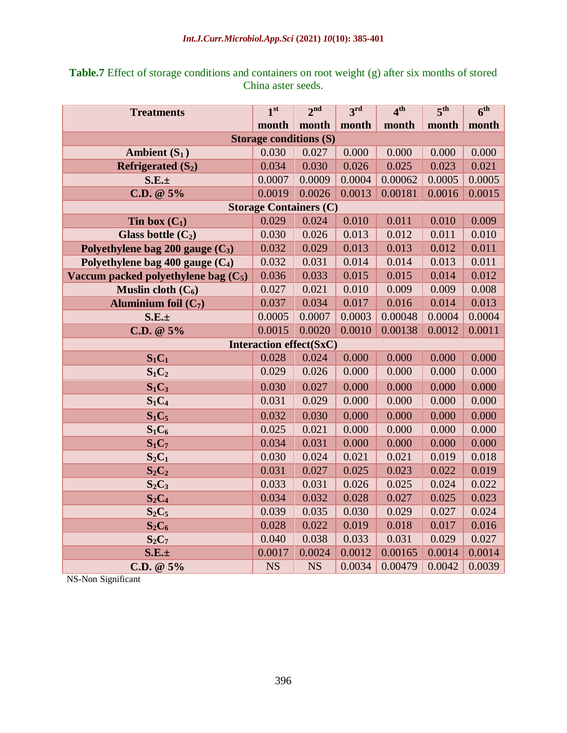**Table.7** Effect of storage conditions and containers on root weight (g) after six months of stored China aster seeds.

| Treatments | 1[st] month | 2[nd] month | 3[rd] month | 4[th] month | 5[th] month | 6[th] month |
|---|---|---|---|---|---|---|
| **Storage conditions (S)** | | | | | | |
| **Ambient ($S_1$)** | 0.030 | 0.027 | 0.000 | 0.000 | 0.000 | 0.000 |
| **Refrigerated ($S_2$)** | 0.034 | 0.030 | 0.026 | 0.025 | 0.023 | 0.021 |
| **S.E.±** | 0.0007 | 0.0009 | 0.0004 | 0.00062 | 0.0005 | 0.0005 |
| **C.D. @ 5%** | 0.0019 | 0.0026 | 0.0013 | 0.00181 | 0.0016 | 0.0015 |
| **Storage Containers (C)** | | | | | | |
| **Tin box ($C_1$)** | 0.029 | 0.024 | 0.010 | 0.011 | 0.010 | 0.009 |
| **Glass bottle ($C_2$)** | 0.030 | 0.026 | 0.013 | 0.012 | 0.011 | 0.010 |
| **Polyethylene bag 200 gauge ($C_3$)** | 0.032 | 0.029 | 0.013 | 0.013 | 0.012 | 0.011 |
| **Polyethylene bag 400 gauge ($C_4$)** | 0.032 | 0.031 | 0.014 | 0.014 | 0.013 | 0.011 |
| **Vaccum packed polyethylene bag ($C_5$)** | 0.036 | 0.033 | 0.015 | 0.015 | 0.014 | 0.012 |
| **Muslin cloth ($C_6$)** | 0.027 | 0.021 | 0.010 | 0.009 | 0.009 | 0.008 |
| **Aluminium foil ($C_7$)** | 0.037 | 0.034 | 0.017 | 0.016 | 0.014 | 0.013 |
| **S.E.±** | 0.0005 | 0.0007 | 0.0003 | 0.00048 | 0.0004 | 0.0004 |
| **C.D. @ 5%** | 0.0015 | 0.0020 | 0.0010 | 0.00138 | 0.0012 | 0.0011 |
| **Interaction effect(SxC)** | | | | | | |
| **$S_1C_1$** | 0.028 | 0.024 | 0.000 | 0.000 | 0.000 | 0.000 |
| **$S_1C_2$** | 0.029 | 0.026 | 0.000 | 0.000 | 0.000 | 0.000 |
| **$S_1C_3$** | 0.030 | 0.027 | 0.000 | 0.000 | 0.000 | 0.000 |
| **$S_1C_4$** | 0.031 | 0.029 | 0.000 | 0.000 | 0.000 | 0.000 |
| **$S_1C_5$** | 0.032 | 0.030 | 0.000 | 0.000 | 0.000 | 0.000 |
| **$S_1C_6$** | 0.025 | 0.021 | 0.000 | 0.000 | 0.000 | 0.000 |
| **$S_1C_7$** | 0.034 | 0.031 | 0.000 | 0.000 | 0.000 | 0.000 |
| **$S_2C_1$** | 0.030 | 0.024 | 0.021 | 0.021 | 0.019 | 0.018 |
| **$S_2C_2$** | 0.031 | 0.027 | 0.025 | 0.023 | 0.022 | 0.019 |
| **$S_2C_3$** | 0.033 | 0.031 | 0.026 | 0.025 | 0.024 | 0.022 |
| **$S_2C_4$** | 0.034 | 0.032 | 0.028 | 0.027 | 0.025 | 0.023 |
| **$S_2C_5$** | 0.039 | 0.035 | 0.030 | 0.029 | 0.027 | 0.024 |
| **$S_2C_6$** | 0.028 | 0.022 | 0.019 | 0.018 | 0.017 | 0.016 |
| **$S_2C_7$** | 0.040 | 0.038 | 0.033 | 0.031 | 0.029 | 0.027 |
| **S.E.±** | 0.0017 | 0.0024 | 0.0012 | 0.00165 | 0.0014 | 0.0014 |
| **C.D. @ 5%** | NS | NS | 0.0034 | 0.00479 | 0.0042 | 0.0039 |

NS-Non Significant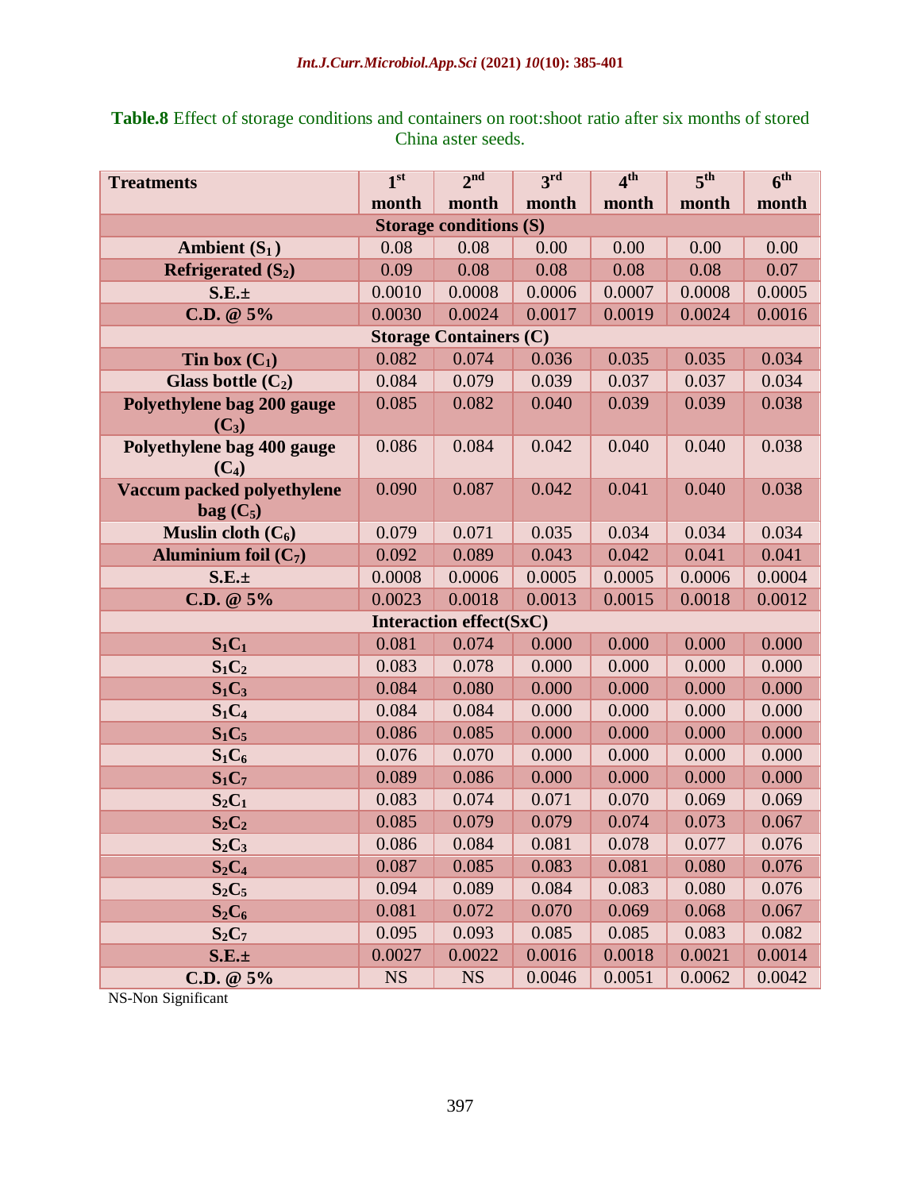**Table.8** Effect of storage conditions and containers on root:shoot ratio after six months of stored China aster seeds.

| Treatments | 1st month | 2nd month | 3rd month | 4th month | 5th month | 6th month |
|---|---|---|---|---|---|---|
| **Storage conditions (S)** | | | | | | |
| **Ambient ($S_1$)** | 0.08 | 0.08 | 0.00 | 0.00 | 0.00 | 0.00 |
| **Refrigerated ($S_2$)** | 0.09 | 0.08 | 0.08 | 0.08 | 0.08 | 0.07 |
| **S.E.±** | 0.0010 | 0.0008 | 0.0006 | 0.0007 | 0.0008 | 0.0005 |
| **C.D. @ 5%** | 0.0030 | 0.0024 | 0.0017 | 0.0019 | 0.0024 | 0.0016 |
| **Storage Containers (C)** | | | | | | |
| **Tin box ($C_1$)** | 0.082 | 0.074 | 0.036 | 0.035 | 0.035 | 0.034 |
| **Glass bottle ($C_2$)** | 0.084 | 0.079 | 0.039 | 0.037 | 0.037 | 0.034 |
| **Polyethylene bag 200 gauge ($C_3$)** | 0.085 | 0.082 | 0.040 | 0.039 | 0.039 | 0.038 |
| **Polyethylene bag 400 gauge ($C_4$)** | 0.086 | 0.084 | 0.042 | 0.040 | 0.040 | 0.038 |
| **Vaccum packed polyethylene bag ($C_5$)** | 0.090 | 0.087 | 0.042 | 0.041 | 0.040 | 0.038 |
| **Muslin cloth ($C_6$)** | 0.079 | 0.071 | 0.035 | 0.034 | 0.034 | 0.034 |
| **Aluminium foil ($C_7$)** | 0.092 | 0.089 | 0.043 | 0.042 | 0.041 | 0.041 |
| **S.E.±** | 0.0008 | 0.0006 | 0.0005 | 0.0005 | 0.0006 | 0.0004 |
| **C.D. @ 5%** | 0.0023 | 0.0018 | 0.0013 | 0.0015 | 0.0018 | 0.0012 |
| **Interaction effect(SxC)** | | | | | | |
| **$S_1C_1$** | 0.081 | 0.074 | 0.000 | 0.000 | 0.000 | 0.000 |
| **$S_1C_2$** | 0.083 | 0.078 | 0.000 | 0.000 | 0.000 | 0.000 |
| **$S_1C_3$** | 0.084 | 0.080 | 0.000 | 0.000 | 0.000 | 0.000 |
| **$S_1C_4$** | 0.084 | 0.084 | 0.000 | 0.000 | 0.000 | 0.000 |
| **$S_1C_5$** | 0.086 | 0.085 | 0.000 | 0.000 | 0.000 | 0.000 |
| **$S_1C_6$** | 0.076 | 0.070 | 0.000 | 0.000 | 0.000 | 0.000 |
| **$S_1C_7$** | 0.089 | 0.086 | 0.000 | 0.000 | 0.000 | 0.000 |
| **$S_2C_1$** | 0.083 | 0.074 | 0.071 | 0.070 | 0.069 | 0.069 |
| **$S_2C_2$** | 0.085 | 0.079 | 0.079 | 0.074 | 0.073 | 0.067 |
| **$S_2C_3$** | 0.086 | 0.084 | 0.081 | 0.078 | 0.077 | 0.076 |
| **$S_2C_4$** | 0.087 | 0.085 | 0.083 | 0.081 | 0.080 | 0.076 |
| **$S_2C_5$** | 0.094 | 0.089 | 0.084 | 0.083 | 0.080 | 0.076 |
| **$S_2C_6$** | 0.081 | 0.072 | 0.070 | 0.069 | 0.068 | 0.067 |
| **$S_2C_7$** | 0.095 | 0.093 | 0.085 | 0.085 | 0.083 | 0.082 |
| **S.E.±** | 0.0027 | 0.0022 | 0.0016 | 0.0018 | 0.0021 | 0.0014 |
| **C.D. @ 5%** | NS | NS | 0.0046 | 0.0051 | 0.0062 | 0.0042 |

NS-Non Significant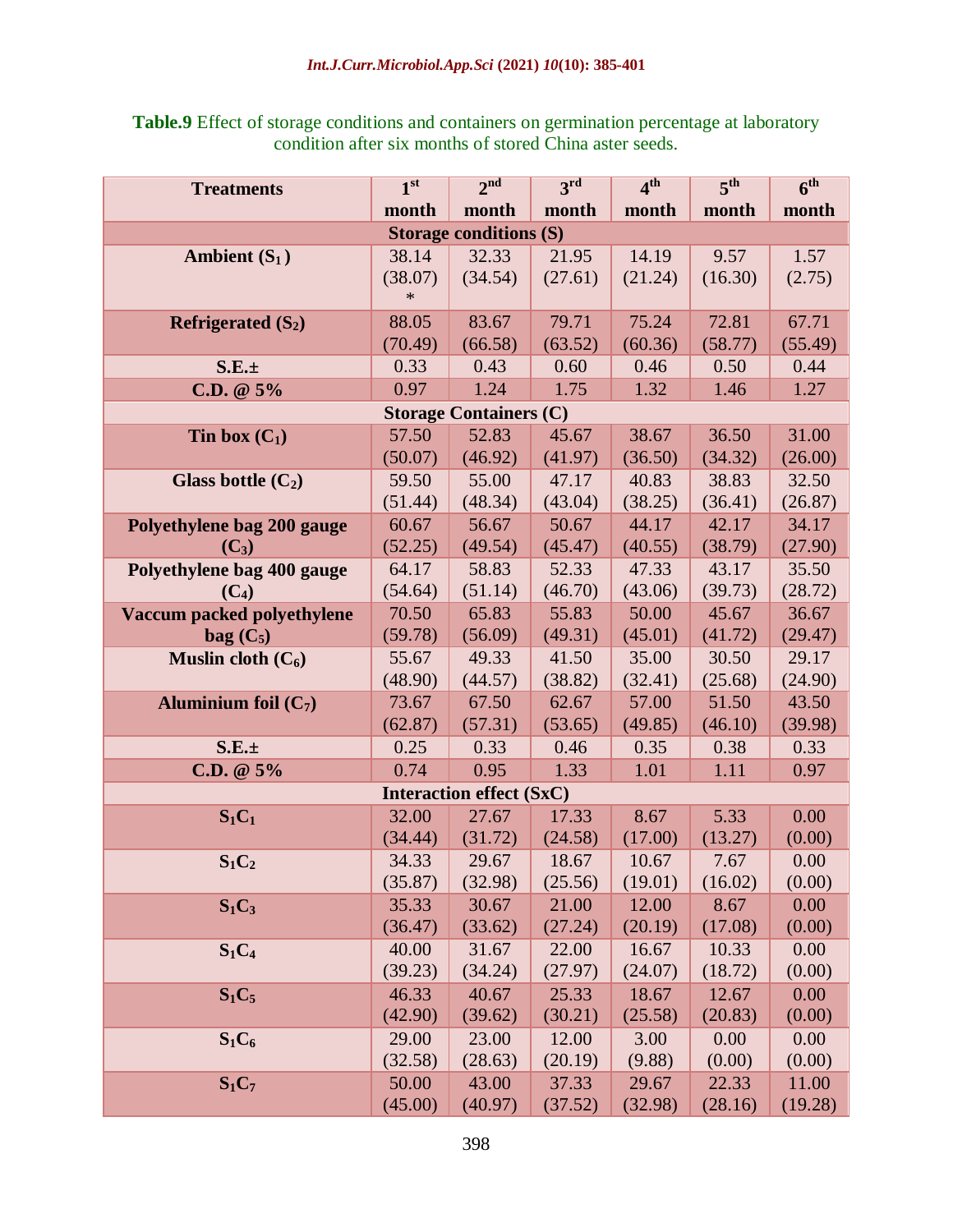**Table.9** Effect of storage conditions and containers on germination percentage at laboratory condition after six months of stored China aster seeds.

| Treatments | 1st month | 2nd month | 3rd month | 4th month | 5th month | 6th month |
|---|---|---|---|---|---|---|
| **Storage conditions (S)** | | | | | | |
| **Ambient ($S_1$)** | 38.14 (38.07)* | 32.33 (34.54) | 21.95 (27.61) | 14.19 (21.24) | 9.57 (16.30) | 1.57 (2.75) |
| **Refrigerated ($S_2$)** | 88.05 (70.49) | 83.67 (66.58) | 79.71 (63.52) | 75.24 (60.36) | 72.81 (58.77) | 67.71 (55.49) |
| **S.E.±** | 0.33 | 0.43 | 0.60 | 0.46 | 0.50 | 0.44 |
| **C.D. @ 5%** | 0.97 | 1.24 | 1.75 | 1.32 | 1.46 | 1.27 |
| **Storage Containers (C)** | | | | | | |
| **Tin box ($C_1$)** | 57.50 (50.07) | 52.83 (46.92) | 45.67 (41.97) | 38.67 (36.50) | 36.50 (34.32) | 31.00 (26.00) |
| **Glass bottle ($C_2$)** | 59.50 (51.44) | 55.00 (48.34) | 47.17 (43.04) | 40.83 (38.25) | 38.83 (36.41) | 32.50 (26.87) |
| **Polyethylene bag 200 gauge ($C_3$)** | 60.67 (52.25) | 56.67 (49.54) | 50.67 (45.47) | 44.17 (40.55) | 42.17 (38.79) | 34.17 (27.90) |
| **Polyethylene bag 400 gauge ($C_4$)** | 64.17 (54.64) | 58.83 (51.14) | 52.33 (46.70) | 47.33 (43.06) | 43.17 (39.73) | 35.50 (28.72) |
| **Vaccum packed polyethylene bag ($C_5$)** | 70.50 (59.78) | 65.83 (56.09) | 55.83 (49.31) | 50.00 (45.01) | 45.67 (41.72) | 36.67 (29.47) |
| **Muslin cloth ($C_6$)** | 55.67 (48.90) | 49.33 (44.57) | 41.50 (38.82) | 35.00 (32.41) | 30.50 (25.68) | 29.17 (24.90) |
| **Aluminium foil ($C_7$)** | 73.67 (62.87) | 67.50 (57.31) | 62.67 (53.65) | 57.00 (49.85) | 51.50 (46.10) | 43.50 (39.98) |
| **S.E.±** | 0.25 | 0.33 | 0.46 | 0.35 | 0.38 | 0.33 |
| **C.D. @ 5%** | 0.74 | 0.95 | 1.33 | 1.01 | 1.11 | 0.97 |
| **Interaction effect (SxC)** | | | | | | |
| **$S_1C_1$** | 32.00 (34.44) | 27.67 (31.72) | 17.33 (24.58) | 8.67 (17.00) | 5.33 (13.27) | 0.00 (0.00) |
| **$S_1C_2$** | 34.33 (35.87) | 29.67 (32.98) | 18.67 (25.56) | 10.67 (19.01) | 7.67 (16.02) | 0.00 (0.00) |
| **$S_1C_3$** | 35.33 (36.47) | 30.67 (33.62) | 21.00 (27.24) | 12.00 (20.19) | 8.67 (17.08) | 0.00 (0.00) |
| **$S_1C_4$** | 40.00 (39.23) | 31.67 (34.24) | 22.00 (27.97) | 16.67 (24.07) | 10.33 (18.72) | 0.00 (0.00) |
| **$S_1C_5$** | 46.33 (42.90) | 40.67 (39.62) | 25.33 (30.21) | 18.67 (25.58) | 12.67 (20.83) | 0.00 (0.00) |
| **$S_1C_6$** | 29.00 (32.58) | 23.00 (28.63) | 12.00 (20.19) | 3.00 (9.88) | 0.00 (0.00) | 0.00 (0.00) |
| **$S_1C_7$** | 50.00 (45.00) | 43.00 (40.97) | 37.33 (37.52) | 29.67 (32.98) | 22.33 (28.16) | 11.00 (19.28) |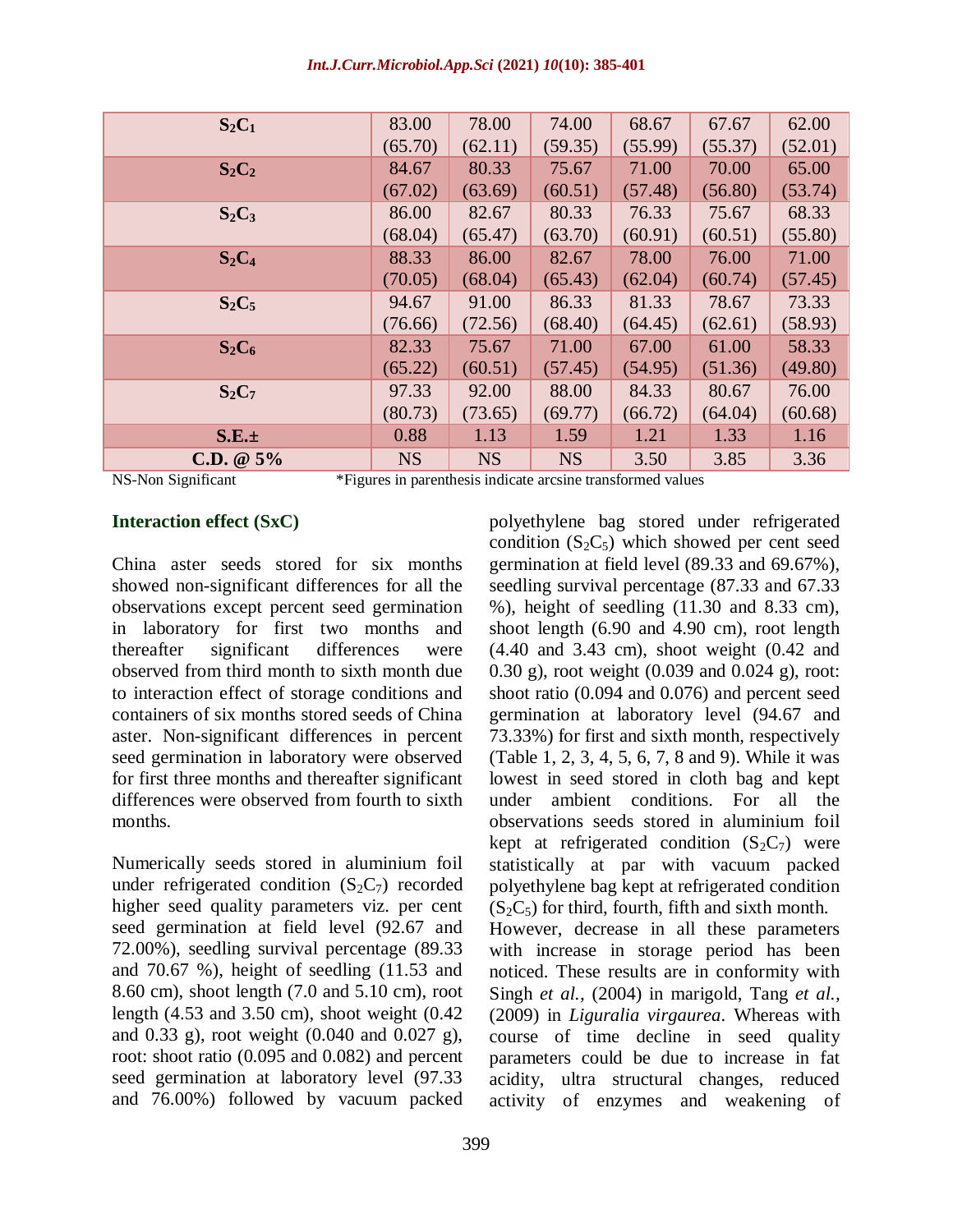| | | | | | | |
|---|---|---|---|---|---|---|
| $S_2C_1$ | 83.00 (65.70) | 78.00 (62.11) | 74.00 (59.35) | 68.67 (55.99) | 67.67 (55.37) | 62.00 (52.01) |
| $S_2C_2$ | 84.67 (67.02) | 80.33 (63.69) | 75.67 (60.51) | 71.00 (57.48) | 70.00 (56.80) | 65.00 (53.74) |
| $S_2C_3$ | 86.00 (68.04) | 82.67 (65.47) | 80.33 (63.70) | 76.33 (60.91) | 75.67 (60.51) | 68.33 (55.80) |
| $S_2C_4$ | 88.33 (70.05) | 86.00 (68.04) | 82.67 (65.43) | 78.00 (62.04) | 76.00 (60.74) | 71.00 (57.45) |
| $S_2C_5$ | 94.67 (76.66) | 91.00 (72.56) | 86.33 (68.40) | 81.33 (64.45) | 78.67 (62.61) | 73.33 (58.93) |
| $S_2C_6$ | 82.33 (65.22) | 75.67 (60.51) | 71.00 (57.45) | 67.00 (54.95) | 61.00 (51.36) | 58.33 (49.80) |
| $S_2C_7$ | 97.33 (80.73) | 92.00 (73.65) | 88.00 (69.77) | 84.33 (66.72) | 80.67 (64.04) | 76.00 (60.68) |
| **S.E.±** | 0.88 | 1.13 | 1.59 | 1.21 | 1.33 | 1.16 |
| **C.D. @ 5%** | NS | NS | NS | 3.50 | 3.85 | 3.36 |

NS-Non Significant *Figures in parenthesis indicate arcsine transformed values

### Interaction effect (SxC)

China aster seeds stored for six months showed non-significant differences for all the observations except percent seed germination in laboratory for first two months and thereafter significant differences were observed from third month to sixth month due to interaction effect of storage conditions and containers of six months stored seeds of China aster. Non-significant differences in percent seed germination in laboratory were observed for first three months and thereafter significant differences were observed from fourth to sixth months.

Numerically seeds stored in aluminium foil under refrigerated condition ($S_2C_7$) recorded higher seed quality parameters viz. per cent seed germination at field level (92.67 and 72.00%), seedling survival percentage (89.33 and 70.67 %), height of seedling (11.53 and 8.60 cm), shoot length (7.0 and 5.10 cm), root length (4.53 and 3.50 cm), shoot weight (0.42 and 0.33 g), root weight (0.040 and 0.027 g), root: shoot ratio (0.095 and 0.082) and percent seed germination at laboratory level (97.33 and 76.00%) followed by vacuum packed polyethylene bag stored under refrigerated condition ($S_2C_5$) which showed per cent seed germination at field level (89.33 and 69.67%), seedling survival percentage (87.33 and 67.33 %), height of seedling (11.30 and 8.33 cm), shoot length (6.90 and 4.90 cm), root length (4.40 and 3.43 cm), shoot weight (0.42 and 0.30 g), root weight (0.039 and 0.024 g), root: shoot ratio (0.094 and 0.076) and percent seed germination at laboratory level (94.67 and 73.33%) for first and sixth month, respectively (Table 1, 2, 3, 4, 5, 6, 7, 8 and 9). While it was lowest in seed stored in cloth bag and kept under ambient conditions. For all the observations seeds stored in aluminium foil kept at refrigerated condition ($S_2C_7$) were statistically at par with vacuum packed polyethylene bag kept at refrigerated condition ($S_2C_5$) for third, fourth, fifth and sixth month.

However, decrease in all these parameters with increase in storage period has been noticed. These results are in conformity with Singh *et al.,* (2004) in marigold, Tang *et al.,* (2009) in *Liguralia virgaurea*. Whereas with course of time decline in seed quality parameters could be due to increase in fat acidity, ultra structural changes, reduced activity of enzymes and weakening of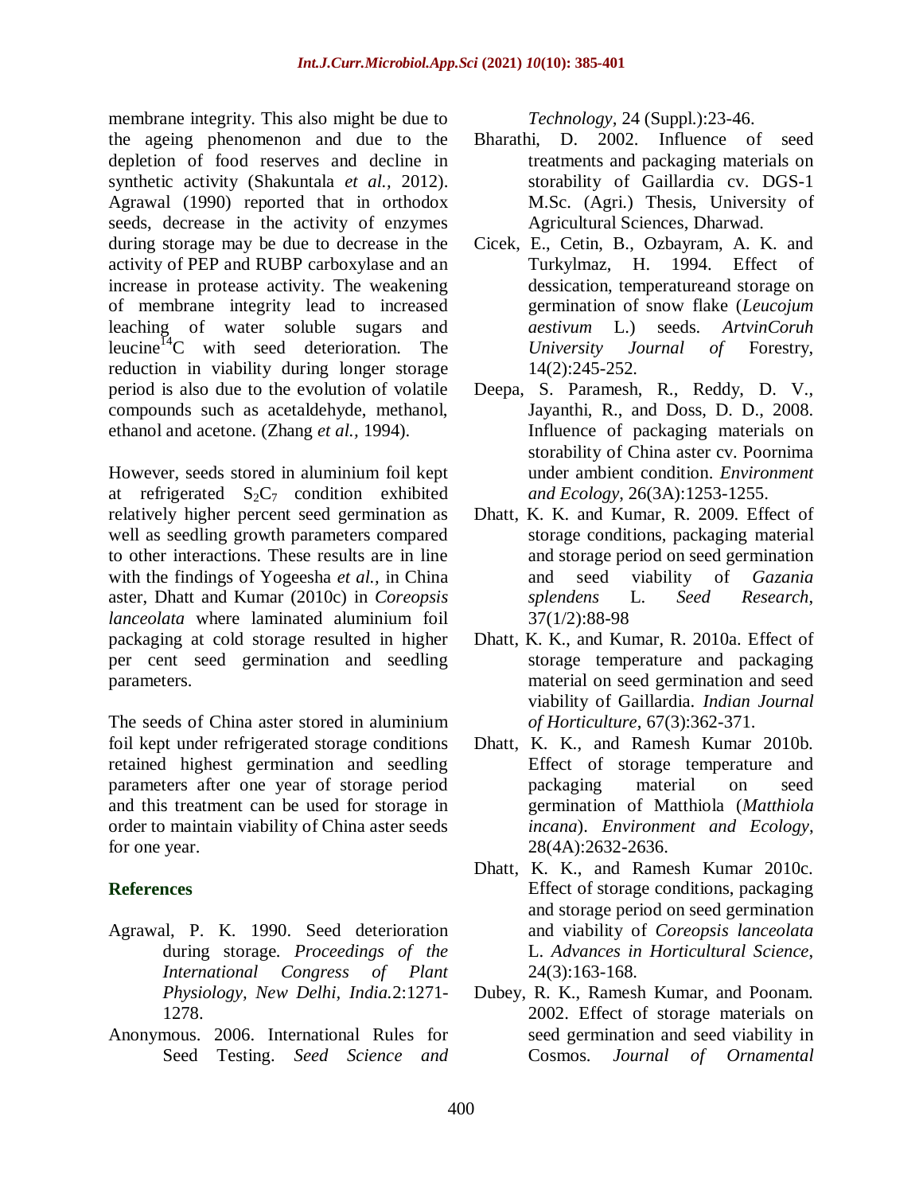membrane integrity. This also might be due to the ageing phenomenon and due to the depletion of food reserves and decline in synthetic activity (Shakuntala *et al.*, 2012). Agrawal (1990) reported that in orthodox seeds, decrease in the activity of enzymes during storage may be due to decrease in the activity of PEP and RUBP carboxylase and an increase in protease activity. The weakening of membrane integrity lead to increased leaching of water soluble sugars and leucine$^{14}$C with seed deterioration. The reduction in viability during longer storage period is also due to the evolution of volatile compounds such as acetaldehyde, methanol, ethanol and acetone. (Zhang *et al.*, 1994).

However, seeds stored in aluminium foil kept at refrigerated $S_2C_7$ condition exhibited relatively higher percent seed germination as well as seedling growth parameters compared to other interactions. These results are in line with the findings of Yogeesha *et al.*, in China aster, Dhatt and Kumar (2010c) in *Coreopsis lanceolata* where laminated aluminium foil packaging at cold storage resulted in higher per cent seed germination and seedling parameters.

The seeds of China aster stored in aluminium foil kept under refrigerated storage conditions retained highest germination and seedling parameters after one year of storage period and this treatment can be used for storage in order to maintain viability of China aster seeds for one year.

## References

Agrawal, P. K. 1990. Seed deterioration during storage. *Proceedings of the International Congress of Plant Physiology, New Delhi, India.*2:1271-1278.

Anonymous. 2006. International Rules for Seed Testing. *Seed Science and Technology*, 24 (Suppl.):23-46.

Bharathi, D. 2002. Influence of seed treatments and packaging materials on storability of Gaillardia cv. DGS-1 M.Sc. (Agri.) Thesis, University of Agricultural Sciences, Dharwad.

Cicek, E., Cetin, B., Ozbayram, A. K. and Turkylmaz, H. 1994. Effect of dessication, temperatureand storage on germination of snow flake (*Leucojum aestivum* L.) seeds. *ArtvinCoruh University Journal of* Forestry, 14(2):245-252.

Deepa, S. Paramesh, R., Reddy, D. V., Jayanthi, R., and Doss, D. D., 2008. Influence of packaging materials on storability of China aster cv. Poornima under ambient condition. *Environment and Ecology*, 26(3A):1253-1255.

Dhatt, K. K. and Kumar, R. 2009. Effect of storage conditions, packaging material and storage period on seed germination and seed viability of *Gazania splendens* L. *Seed Research*, 37(1/2):88-98

Dhatt, K. K., and Kumar, R. 2010a. Effect of storage temperature and packaging material on seed germination and seed viability of Gaillardia. *Indian Journal of Horticulture*, 67(3):362-371.

Dhatt, K. K., and Ramesh Kumar 2010b. Effect of storage temperature and packaging material on seed germination of Matthiola (*Matthiola incana*). *Environment and Ecology*, 28(4A):2632-2636.

Dhatt, K. K., and Ramesh Kumar 2010c. Effect of storage conditions, packaging and storage period on seed germination and viability of *Coreopsis lanceolata* L. *Advances in Horticultural Science*, 24(3):163-168.

Dubey, R. K., Ramesh Kumar, and Poonam. 2002. Effect of storage materials on seed germination and seed viability in Cosmos. *Journal of Ornamental*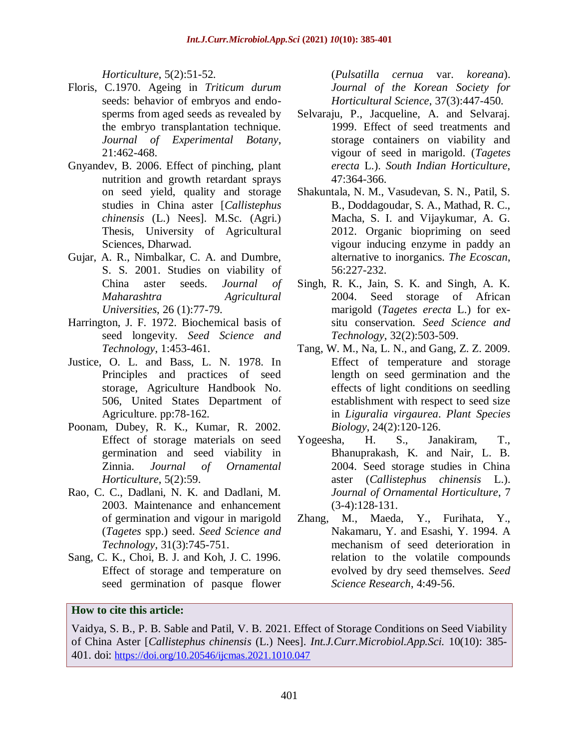*Horticulture*, 5(2):51-52.

Floris, C.1970. Ageing in *Triticum durum* seeds: behavior of embryos and endosperms from aged seeds as revealed by the embryo transplantation technique. *Journal of Experimental Botany*, 21:462-468.

Gnyandev, B. 2006. Effect of pinching, plant nutrition and growth retardant sprays on seed yield, quality and storage studies in China aster [*Callistephus chinensis* (L.) Nees]. M.Sc. (Agri.) Thesis, University of Agricultural Sciences, Dharwad.

Gujar, A. R., Nimbalkar, C. A. and Dumbre, S. S. 2001. Studies on viability of China aster seeds. *Journal of Maharashtra Agricultural Universities*, 26 (1):77-79.

Harrington, J. F. 1972. Biochemical basis of seed longevity. *Seed Science and Technology*, 1:453-461.

Justice, O. L. and Bass, L. N. 1978. In Principles and practices of seed storage, Agriculture Handbook No. 506, United States Department of Agriculture. pp:78-162.

Poonam, Dubey, R. K., Kumar, R. 2002. Effect of storage materials on seed germination and seed viability in Zinnia. *Journal of Ornamental Horticulture*, 5(2):59.

Rao, C. C., Dadlani, N. K. and Dadlani, M. 2003. Maintenance and enhancement of germination and vigour in marigold (*Tagetes* spp.) seed. *Seed Science and Technology*, 31(3):745-751.

Sang, C. K., Choi, B. J. and Koh, J. C. 1996. Effect of storage and temperature on seed germination of pasque flower (*Pulsatilla cernua* var. *koreana*). *Journal of the Korean Society for Horticultural Science*, 37(3):447-450.

Selvaraju, P., Jacqueline, A. and Selvaraj. 1999. Effect of seed treatments and storage containers on viability and vigour of seed in marigold. (*Tagetes erecta* L.). *South Indian Horticulture*, 47:364-366.

Shakuntala, N. M., Vasudevan, S. N., Patil, S. B., Doddagoudar, S. A., Mathad, R. C., Macha, S. I. and Vijaykumar, A. G. 2012. Organic biopriming on seed vigour inducing enzyme in paddy an alternative to inorganics. *The Ecoscan*, 56:227-232.

Singh, R. K., Jain, S. K. and Singh, A. K. 2004. Seed storage of African marigold (*Tagetes erecta* L.) for ex-situ conservation. *Seed Science and Technology*, 32(2):503-509.

Tang, W. M., Na, L. N., and Gang, Z. Z. 2009. Effect of temperature and storage length on seed germination and the effects of light conditions on seedling establishment with respect to seed size in *Liguralia virgaurea*. *Plant Species Biology*, 24(2):120-126.

Yogeesha, H. S., Janakiram, T., Bhanuprakash, K. and Nair, L. B. 2004. Seed storage studies in China aster (*Callistephus chinensis* L.). *Journal of Ornamental Horticulture*, 7 (3-4):128-131.

Zhang, M., Maeda, Y., Furihata, Y., Nakamaru, Y. and Esashi, Y. 1994. A mechanism of seed deterioration in relation to the volatile compounds evolved by dry seed themselves. *Seed Science Research*, 4:49-56.

**How to cite this article:**

Vaidya, S. B., P. B. Sable and Patil, V. B. 2021. Effect of Storage Conditions on Seed Viability of China Aster [*Callistephus chinensis* (L.) Nees]. *Int.J.Curr.Microbiol.App.Sci.* 10(10): 385-401. doi: https://doi.org/10.20546/ijcmas.2021.1010.047